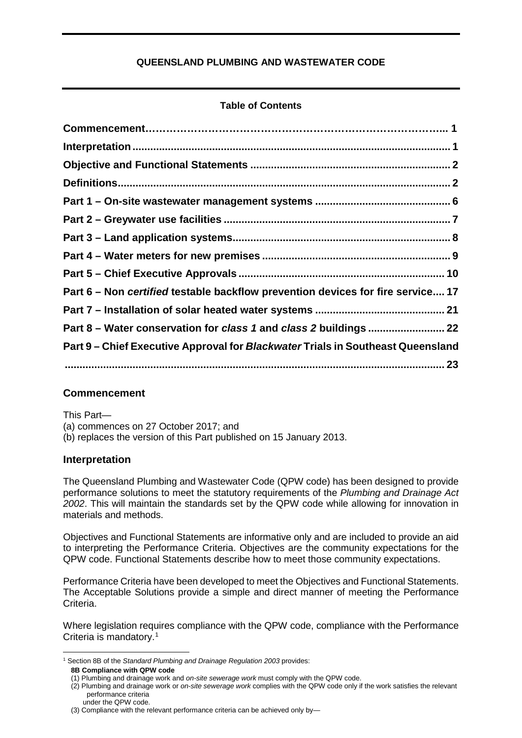**QUEENSLAND PLUMBING AND WASTEWATER CODE**

**Table of Contents**

**Commencement……………………………………………………………………….. 1**
**Interpretation........................................................................................................ 1**
**Objective and Functional Statements ................................................................. 2**
**Definitions............................................................................................................... 2**
**Part 1 – On-site wastewater management systems ............................................ 6**
**Part 2 – Greywater use facilities .......................................................................... 7**
**Part 3 – Land application systems........................................................................ 8**
**Part 4 – Water meters for new premises ............................................................. 9**
**Part 5 – Chief Executive Approvals .................................................................... 10**
**Part 6 – Non *certified* testable backflow prevention devices for fire service.... 17**
**Part 7 – Installation of solar heated water systems .......................................... 21**
**Part 8 – Water conservation for *class 1* and *class 2* buildings ......................... 22**
**Part 9 – Chief Executive Approval for *Blackwater* Trials in Southeast Queensland ............................................................................................................................ 23**

## Commencement

This Part—
(a) commences on 27 October 2017; and
(b) replaces the version of this Part published on 15 January 2013.

## Interpretation

The Queensland Plumbing and Wastewater Code (QPW code) has been designed to provide performance solutions to meet the statutory requirements of the *Plumbing and Drainage Act 2002*. This will maintain the standards set by the QPW code while allowing for innovation in materials and methods.

Objectives and Functional Statements are informative only and are included to provide an aid to interpreting the Performance Criteria. Objectives are the community expectations for the QPW code. Functional Statements describe how to meet those community expectations.

Performance Criteria have been developed to meet the Objectives and Functional Statements. The Acceptable Solutions provide a simple and direct manner of meeting the Performance Criteria.

Where legislation requires compliance with the QPW code, compliance with the Performance Criteria is mandatory.[1]

---

[1] Section 8B of the *Standard Plumbing and Drainage Regulation 2003* provides:

**8B Compliance with QPW code**

(1) Plumbing and drainage work and *on-site sewerage work* must comply with the QPW code.
(2) Plumbing and drainage work or *on-site sewerage work* complies with the QPW code only if the work satisfies the relevant performance criteria under the QPW code.
(3) Compliance with the relevant performance criteria can be achieved only by—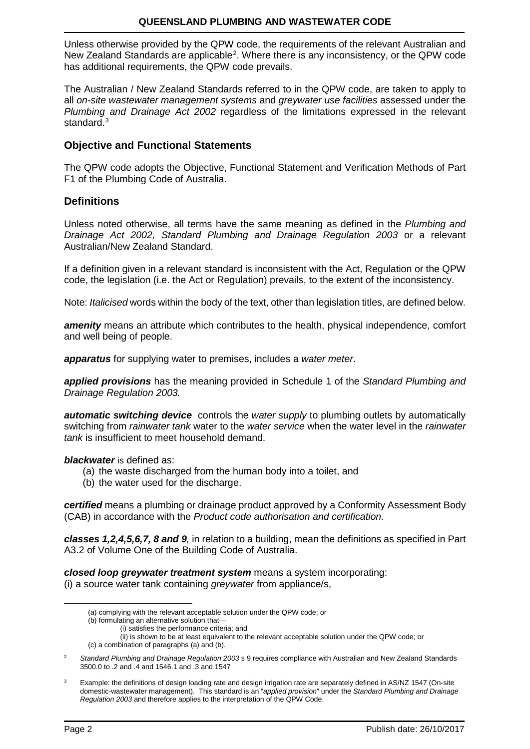Unless otherwise provided by the QPW code, the requirements of the relevant Australian and New Zealand Standards are applicable[2]. Where there is any inconsistency, or the QPW code has additional requirements, the QPW code prevails.

The Australian / New Zealand Standards referred to in the QPW code, are taken to apply to all *on-site wastewater management systems* and *greywater use facilities* assessed under the *Plumbing and Drainage Act 2002* regardless of the limitations expressed in the relevant standard.[3]

## Objective and Functional Statements

The QPW code adopts the Objective, Functional Statement and Verification Methods of Part F1 of the Plumbing Code of Australia.

## Definitions

Unless noted otherwise, all terms have the same meaning as defined in the *Plumbing and Drainage Act 2002, Standard Plumbing and Drainage Regulation 2003* or a relevant Australian/New Zealand Standard.

If a definition given in a relevant standard is inconsistent with the Act, Regulation or the QPW code, the legislation (i.e. the Act or Regulation) prevails, to the extent of the inconsistency.

Note: *Italicised* words within the body of the text, other than legislation titles, are defined below.

***amenity*** means an attribute which contributes to the health, physical independence, comfort and well being of people.

***apparatus*** for supplying water to premises, includes a *water meter*.

***applied provisions*** has the meaning provided in Schedule 1 of the *Standard Plumbing and Drainage Regulation 2003.*

***automatic switching device*** controls the *water supply* to plumbing outlets by automatically switching from *rainwater tank* water to the *water service* when the water level in the *rainwater tank* is insufficient to meet household demand.

***blackwater*** is defined as:

(a) the waste discharged from the human body into a toilet, and
(b) the water used for the discharge.

***certified*** means a plumbing or drainage product approved by a Conformity Assessment Body (CAB) in accordance with the *Product code authorisation and certification.*

***classes 1,2,4,5,6,7, 8 and 9****,* in relation to a building, mean the definitions as specified in Part A3.2 of Volume One of the Building Code of Australia.

***closed loop greywater treatment system*** means a system incorporating:
(i) a source water tank containing *greywater* from appliance/s,

---

(a) complying with the relevant acceptable solution under the QPW code; or
(b) formulating an alternative solution that—
(i) satisfies the performance criteria; and
(ii) is shown to be at least equivalent to the relevant acceptable solution under the QPW code; or
(c) a combination of paragraphs (a) and (b).

[2] *Standard Plumbing and Drainage Regulation 2003* s 9 requires compliance with Australian and New Zealand Standards 3500.0 to .2 and .4 and 1546.1 and .3 and 1547

[3] Example: the definitions of design loading rate and design irrigation rate are separately defined in AS/NZ 1547 (On-site domestic-wastewater management). This standard is an "*applied provision*" under the *Standard Plumbing and Drainage Regulation 2003* and therefore applies to the interpretation of the QPW Code.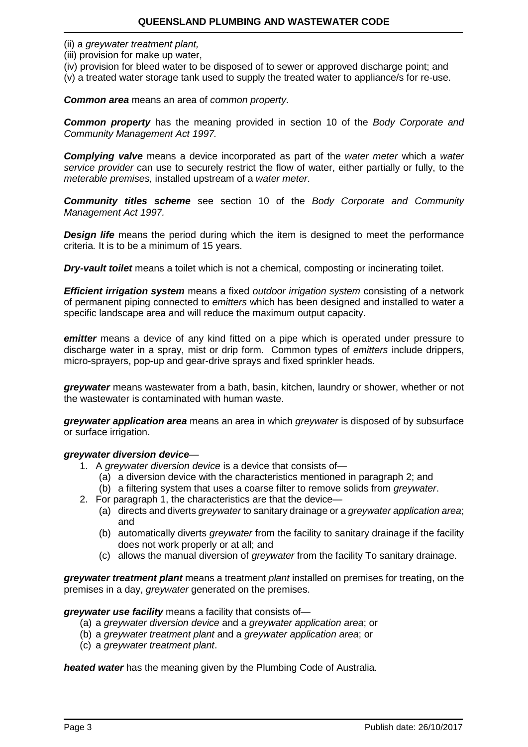(ii) a *greywater treatment plant,*
(iii) provision for make up water,
(iv) provision for bleed water to be disposed of to sewer or approved discharge point; and
(v) a treated water storage tank used to supply the treated water to appliance/s for re-use.

***Common area*** means an area of *common property*.

***Common property*** has the meaning provided in section 10 of the *Body Corporate and Community Management Act 1997.*

***Complying valve*** means a device incorporated as part of the *water meter* which a *water service provider* can use to securely restrict the flow of water, either partially or fully, to the *meterable premises,* installed upstream of a *water meter*.

***Community titles scheme*** see section 10 of the *Body Corporate and Community Management Act 1997.*

***Design life*** means the period during which the item is designed to meet the performance criteria*.* It is to be a minimum of 15 years.

***Dry-vault toilet*** means a toilet which is not a chemical, composting or incinerating toilet.

***Efficient irrigation system*** means a fixed *outdoor irrigation system* consisting of a network of permanent piping connected to *emitters* which has been designed and installed to water a specific landscape area and will reduce the maximum output capacity.

***emitter*** means a device of any kind fitted on a pipe which is operated under pressure to discharge water in a spray, mist or drip form. Common types of *emitters* include drippers, micro-sprayers, pop-up and gear-drive sprays and fixed sprinkler heads.

***greywater*** means wastewater from a bath, basin, kitchen, laundry or shower, whether or not the wastewater is contaminated with human waste.

***greywater application area*** means an area in which *greywater* is disposed of by subsurface or surface irrigation.

***greywater diversion device***—

1. A *greywater diversion device* is a device that consists of—
   (a) a diversion device with the characteristics mentioned in paragraph 2; and
   (b) a filtering system that uses a coarse filter to remove solids from *greywater*.
2. For paragraph 1, the characteristics are that the device—
   (a) directs and diverts *greywater* to sanitary drainage or a *greywater application area*; and
   (b) automatically diverts *greywater* from the facility to sanitary drainage if the facility does not work properly or at all; and
   (c) allows the manual diversion of *greywater* from the facility To sanitary drainage.

***greywater treatment plant*** means a treatment *plant* installed on premises for treating, on the premises in a day, *greywater* generated on the premises.

***greywater use facility*** means a facility that consists of—

(a) a *greywater diversion device* and a *greywater application area*; or
(b) a *greywater treatment plant* and a *greywater application area*; or
(c) a *greywater treatment plant*.

***heated water*** has the meaning given by the Plumbing Code of Australia.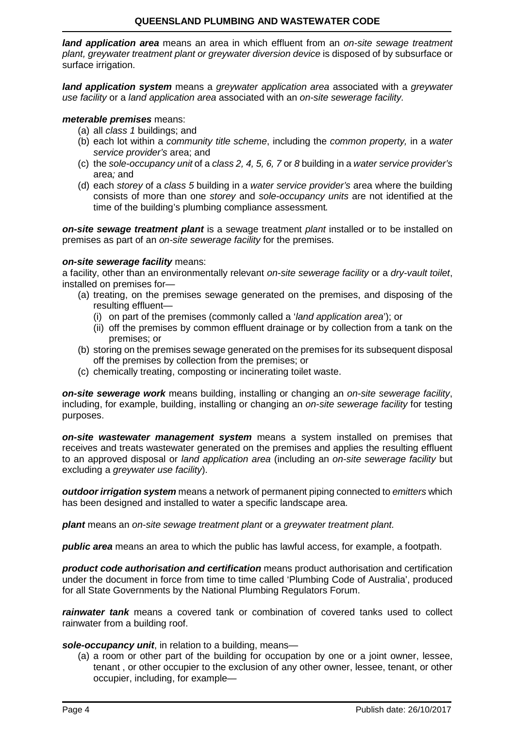***land application area*** means an area in which effluent from an *on-site sewage treatment plant, greywater treatment plant or greywater diversion device* is disposed of by subsurface or surface irrigation.

***land application system*** means a *greywater application area* associated with a *greywater use facility* or a *land application area* associated with an *on-site sewerage facility.*

***meterable premises*** means:

(a) all *class 1* buildings; and
(b) each lot within a *community title scheme*, including the *common property,* in a *water service provider's* area; and
(c) the *sole-occupancy unit* of a *class 2, 4, 5, 6, 7* or *8* building in a *water service provider's* area*;* and
(d) each *storey* of a *class 5* building in a *water service provider's* area where the building consists of more than one *storey* and *sole-occupancy units* are not identified at the time of the building's plumbing compliance assessment*.*

***on-site sewage treatment plant*** is a sewage treatment *plant* installed or to be installed on premises as part of an *on-site sewerage facility* for the premises.

***on-site sewerage facility*** means:
a facility, other than an environmentally relevant *on-site sewerage facility* or a *dry-vault toilet*, installed on premises for—

(a) treating, on the premises sewage generated on the premises, and disposing of the resulting effluent—
  (i) on part of the premises (commonly called a '*land application area*'); or
  (ii) off the premises by common effluent drainage or by collection from a tank on the premises; or
(b) storing on the premises sewage generated on the premises for its subsequent disposal off the premises by collection from the premises; or
(c) chemically treating, composting or incinerating toilet waste.

***on-site sewerage work*** means building, installing or changing an *on-site sewerage facility*, including, for example, building, installing or changing an *on-site sewerage facility* for testing purposes.

***on-site wastewater management system*** means a system installed on premises that receives and treats wastewater generated on the premises and applies the resulting effluent to an approved disposal or *land application area* (including an *on-site sewerage facility* but excluding a *greywater use facility*).

***outdoor irrigation system*** means a network of permanent piping connected to *emitters* which has been designed and installed to water a specific landscape area.

***plant*** means an *on-site sewage treatment plant* or a *greywater treatment plant.*

***public area*** means an area to which the public has lawful access, for example, a footpath.

***product code authorisation and certification*** means product authorisation and certification under the document in force from time to time called 'Plumbing Code of Australia', produced for all State Governments by the National Plumbing Regulators Forum.

***rainwater tank*** means a covered tank or combination of covered tanks used to collect rainwater from a building roof.

***sole-occupancy unit***, in relation to a building, means—

(a) a room or other part of the building for occupation by one or a joint owner, lessee, tenant , or other occupier to the exclusion of any other owner, lessee, tenant, or other occupier, including, for example—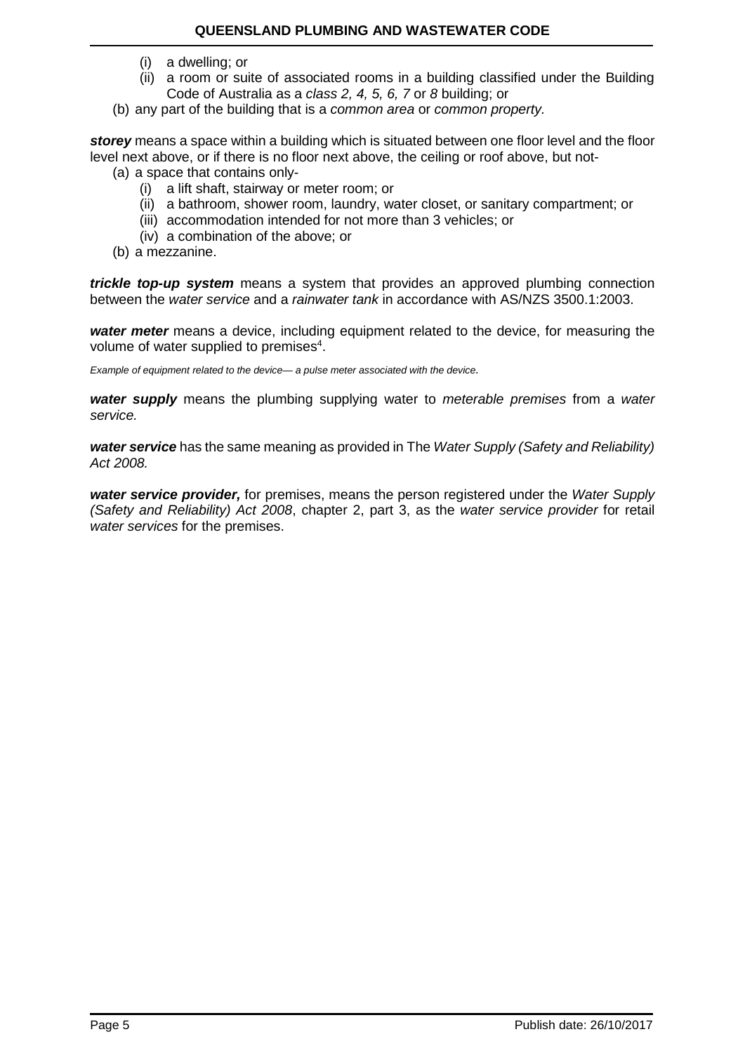(i) a dwelling; or
   (ii) a room or suite of associated rooms in a building classified under the Building Code of Australia as a *class 2, 4, 5, 6, 7* or *8* building; or

(b) any part of the building that is a *common area* or *common property*.

***storey*** means a space within a building which is situated between one floor level and the floor level next above, or if there is no floor next above, the ceiling or roof above, but not-

(a) a space that contains only-
   (i) a lift shaft, stairway or meter room; or
   (ii) a bathroom, shower room, laundry, water closet, or sanitary compartment; or
   (iii) accommodation intended for not more than 3 vehicles; or
   (iv) a combination of the above; or

(b) a mezzanine.

***trickle top-up system*** means a system that provides an approved plumbing connection between the *water service* and a *rainwater tank* in accordance with AS/NZS 3500.1:2003.

***water meter*** means a device, including equipment related to the device, for measuring the volume of water supplied to premises[4].

*Example of equipment related to the device— a pulse meter associated with the device.*

***water supply*** means the plumbing supplying water to *meterable premises* from a *water service.*

***water service*** has the same meaning as provided in The *Water Supply (Safety and Reliability) Act 2008.*

***water service provider,*** for premises, means the person registered under the *Water Supply (Safety and Reliability) Act 2008*, chapter 2, part 3, as the *water service provider* for retail *water services* for the premises.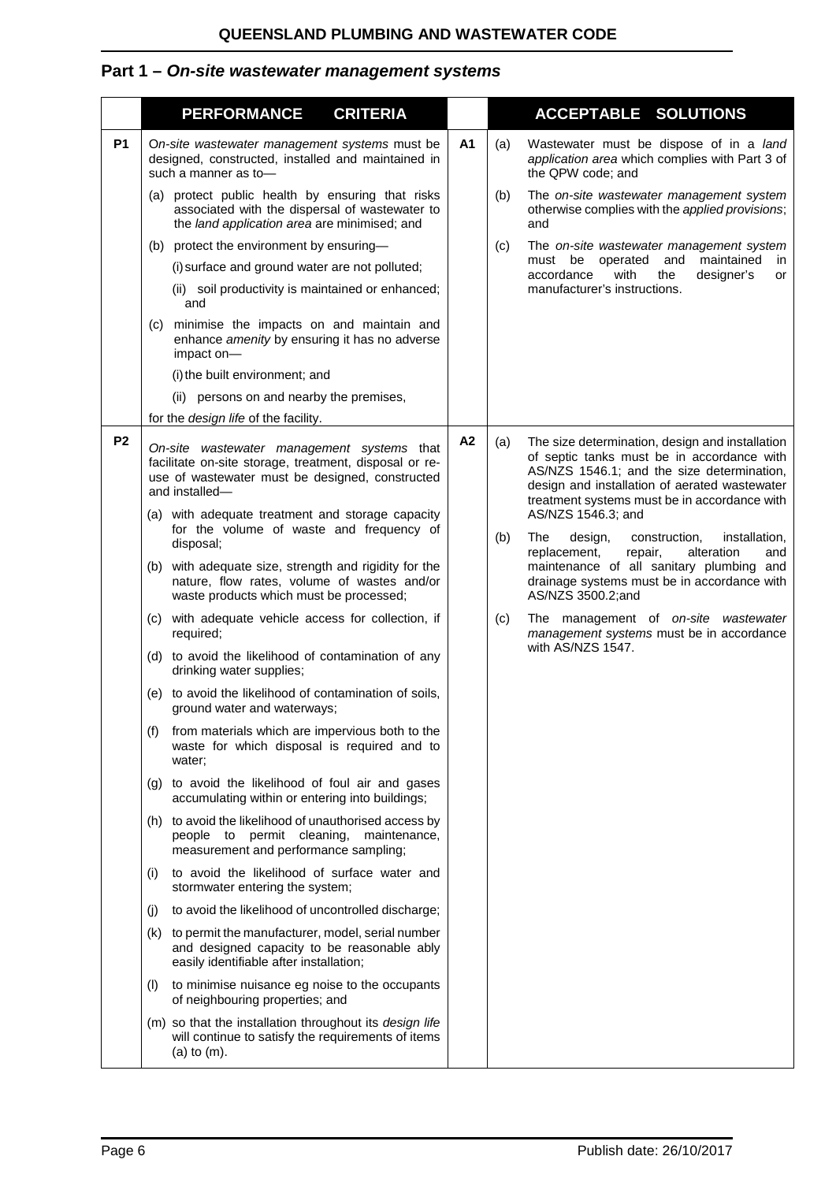## Part 1 – *On-site wastewater management systems*

| | PERFORMANCE CRITERIA | | ACCEPTABLE SOLUTIONS |
|---|---|---|---|
| **P1** | O*n-site wastewater management systems* must be designed, constructed, installed and maintained in such a manner as to—<br>(a) protect public health by ensuring that risks associated with the dispersal of wastewater to the *land application area* are minimised; and<br>(b) protect the environment by ensuring—<br>(i) surface and ground water are not polluted;<br>(ii) soil productivity is maintained or enhanced; and<br>(c) minimise the impacts on and maintain and enhance *amenity* by ensuring it has no adverse impact on—<br>(i) the built environment; and<br>(ii) persons on and nearby the premises,<br>for the *design life* of the facility. | **A1** | (a) Wastewater must be dispose of in a *land application area* which complies with Part 3 of the QPW code; and<br>(b) The *on-site wastewater management system* otherwise complies with the *applied provisions*; and<br>(c) The *on-site wastewater management system* must be operated and maintained in accordance with the designer's or manufacturer's instructions. |
| **P2** | *On-site wastewater management systems* that facilitate on-site storage, treatment, disposal or re-use of wastewater must be designed, constructed and installed—<br>(a) with adequate treatment and storage capacity for the volume of waste and frequency of disposal;<br>(b) with adequate size, strength and rigidity for the nature, flow rates, volume of wastes and/or waste products which must be processed;<br>(c) with adequate vehicle access for collection, if required;<br>(d) to avoid the likelihood of contamination of any drinking water supplies;<br>(e) to avoid the likelihood of contamination of soils, ground water and waterways;<br>(f) from materials which are impervious both to the waste for which disposal is required and to water;<br>(g) to avoid the likelihood of foul air and gases accumulating within or entering into buildings;<br>(h) to avoid the likelihood of unauthorised access by people to permit cleaning, maintenance, measurement and performance sampling;<br>(i) to avoid the likelihood of surface water and stormwater entering the system;<br>(j) to avoid the likelihood of uncontrolled discharge;<br>(k) to permit the manufacturer, model, serial number and designed capacity to be reasonable ably easily identifiable after installation;<br>(l) to minimise nuisance eg noise to the occupants of neighbouring properties; and<br>(m) so that the installation throughout its *design life* will continue to satisfy the requirements of items (a) to (m). | **A2** | (a) The size determination, design and installation of septic tanks must be in accordance with AS/NZS 1546.1; and the size determination, design and installation of aerated wastewater treatment systems must be in accordance with AS/NZS 1546.3; and<br>(b) The design, construction, installation, replacement, repair, alteration and maintenance of all sanitary plumbing and drainage systems must be in accordance with AS/NZS 3500.2;and<br>(c) The management of *on-site wastewater management systems* must be in accordance with AS/NZS 1547. |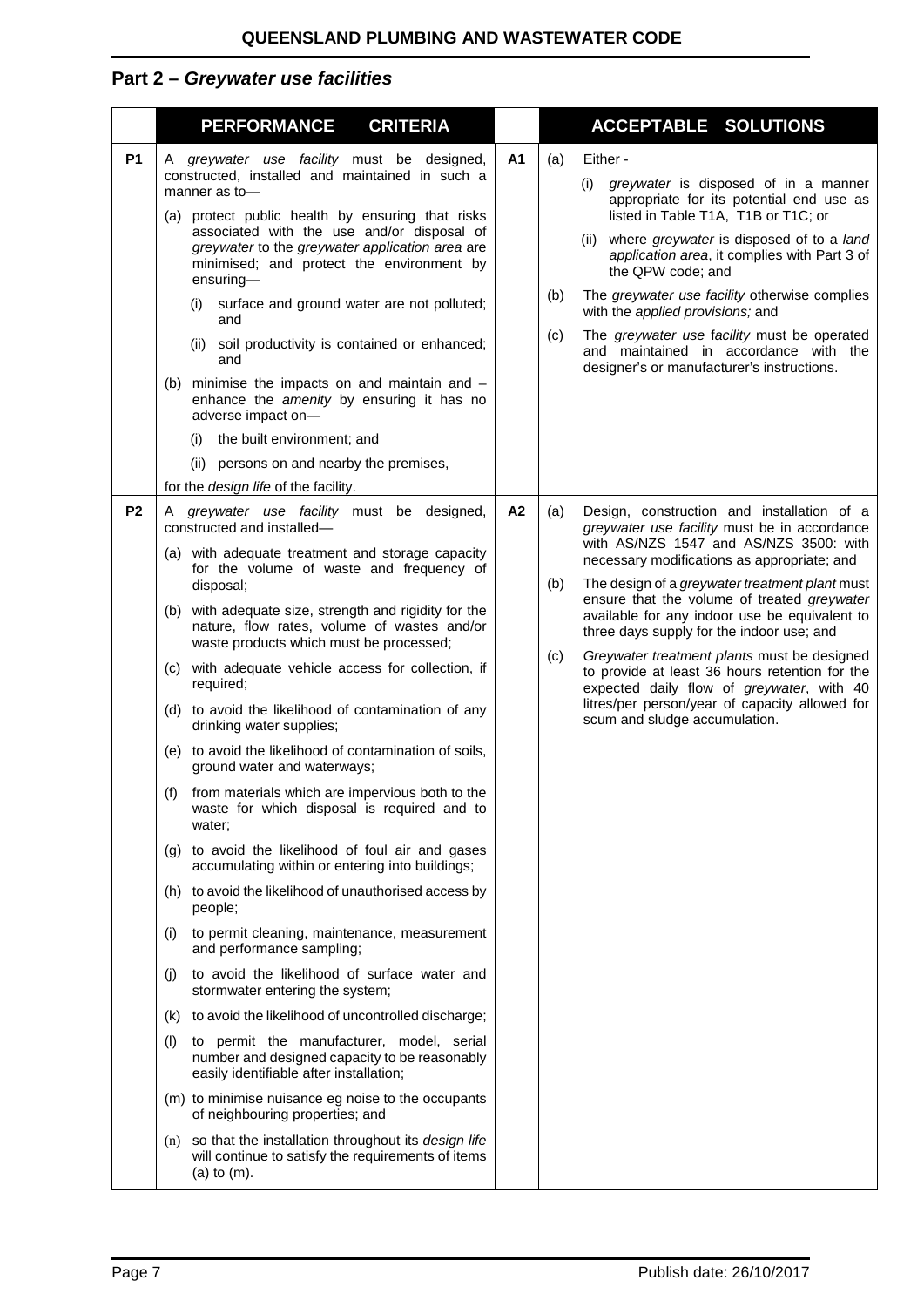## Part 2 – *Greywater use facilities*

| | PERFORMANCE CRITERIA | | ACCEPTABLE SOLUTIONS |
|---|---|---|---|
| **P1** | A *greywater use facility* must be designed, constructed, installed and maintained in such a manner as to—<br>(a) protect public health by ensuring that risks associated with the use and/or disposal of *greywater* to the *greywater application area* are minimised; and protect the environment by ensuring—<br>(i) surface and ground water are not polluted; and<br>(ii) soil productivity is contained or enhanced; and<br>(b) minimise the impacts on and maintain and – enhance the *amenity* by ensuring it has no adverse impact on—<br>(i) the built environment; and<br>(ii) persons on and nearby the premises,<br>for the *design life* of the facility. | **A1** | (a) Either -<br>(i) *greywater* is disposed of in a manner appropriate for its potential end use as listed in Table T1A, T1B or T1C; or<br>(ii) where *greywater* is disposed of to a *land application area*, it complies with Part 3 of the QPW code; and<br>(b) The *greywater use facility* otherwise complies with the *applied provisions;* and<br>(c) The *greywater use* facility must be operated and maintained in accordance with the designer's or manufacturer's instructions. |
| **P2** | A *greywater use facility* must be designed, constructed and installed—<br>(a) with adequate treatment and storage capacity for the volume of waste and frequency of disposal;<br>(b) with adequate size, strength and rigidity for the nature, flow rates, volume of wastes and/or waste products which must be processed;<br>(c) with adequate vehicle access for collection, if required;<br>(d) to avoid the likelihood of contamination of any drinking water supplies;<br>(e) to avoid the likelihood of contamination of soils, ground water and waterways;<br>(f) from materials which are impervious both to the waste for which disposal is required and to water;<br>(g) to avoid the likelihood of foul air and gases accumulating within or entering into buildings;<br>(h) to avoid the likelihood of unauthorised access by people;<br>(i) to permit cleaning, maintenance, measurement and performance sampling;<br>(j) to avoid the likelihood of surface water and stormwater entering the system;<br>(k) to avoid the likelihood of uncontrolled discharge;<br>(l) to permit the manufacturer, model, serial number and designed capacity to be reasonably easily identifiable after installation;<br>(m) to minimise nuisance eg noise to the occupants of neighbouring properties; and<br>(n) so that the installation throughout its *design life* will continue to satisfy the requirements of items (a) to (m). | **A2** | (a) Design, construction and installation of a *greywater use facility* must be in accordance with AS/NZS 1547 and AS/NZS 3500: with necessary modifications as appropriate; and<br>(b) The design of a *greywater treatment plant* must ensure that the volume of treated *greywater* available for any indoor use be equivalent to three days supply for the indoor use; and<br>(c) *Greywater treatment plants* must be designed to provide at least 36 hours retention for the expected daily flow of *greywater*, with 40 litres/per person/year of capacity allowed for scum and sludge accumulation. |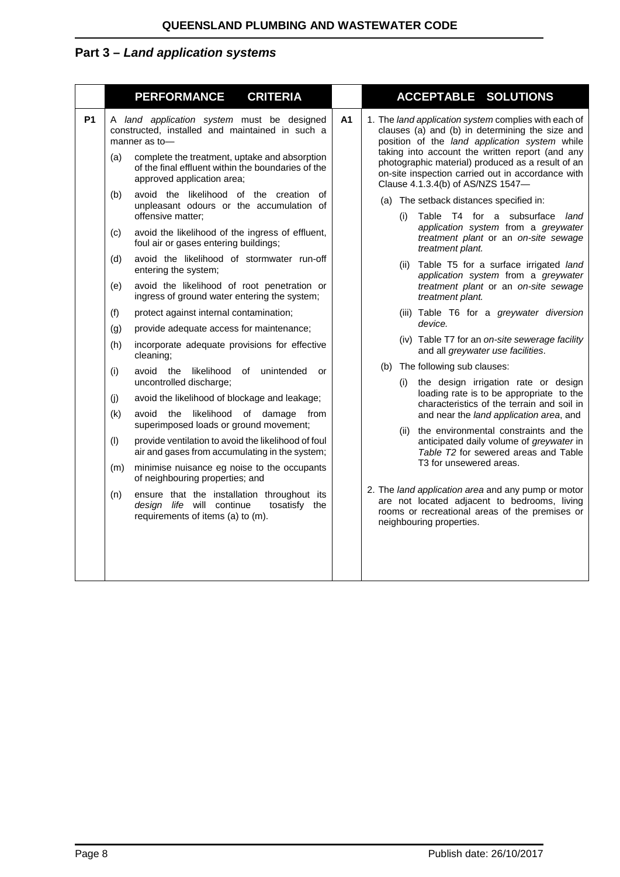## Part 3 – *Land application systems*

| | PERFORMANCE CRITERIA | | ACCEPTABLE SOLUTIONS |
|---|---|---|---|
| **P1** | A *land application system* must be designed constructed, installed and maintained in such a manner as to—<br><br>(a) complete the treatment, uptake and absorption of the final effluent within the boundaries of the approved application area;<br><br>(b) avoid the likelihood of the creation of unpleasant odours or the accumulation of offensive matter;<br><br>(c) avoid the likelihood of the ingress of effluent, foul air or gases entering buildings;<br><br>(d) avoid the likelihood of stormwater run-off entering the system;<br><br>(e) avoid the likelihood of root penetration or ingress of ground water entering the system;<br><br>(f) protect against internal contamination;<br><br>(g) provide adequate access for maintenance;<br><br>(h) incorporate adequate provisions for effective cleaning;<br><br>(i) avoid the likelihood of unintended or uncontrolled discharge;<br><br>(j) avoid the likelihood of blockage and leakage;<br><br>(k) avoid the likelihood of damage from superimposed loads or ground movement;<br><br>(l) provide ventilation to avoid the likelihood of foul air and gases from accumulating in the system;<br><br>(m) minimise nuisance eg noise to the occupants of neighbouring properties; and<br><br>(n) ensure that the installation throughout its *design life* will continue tosatisfy the requirements of items (a) to (m). | **A1** | 1. The *land application system* complies with each of clauses (a) and (b) in determining the size and position of the *land application system* while taking into account the written report (and any photographic material) produced as a result of an on-site inspection carried out in accordance with Clause 4.1.3.4(b) of AS/NZS 1547—<br><br>(a) The setback distances specified in:<br><br>(i) Table T4 for a subsurface *land application system* from a *greywater treatment plant* or an *on-site sewage treatment plant.*<br><br>(ii) Table T5 for a surface irrigated *land application system* from a *greywater treatment plant* or an *on-site sewage treatment plant.*<br><br>(iii) Table T6 for a *greywater diversion device.*<br><br>(iv) Table T7 for an *on-site sewerage facility* and all *greywater use facilities*.<br><br>(b) The following sub clauses:<br><br>(i) the design irrigation rate or design loading rate is to be appropriate to the characteristics of the terrain and soil in and near the *land application area*, and<br><br>(ii) the environmental constraints and the anticipated daily volume of *greywater* in *Table T2* for sewered areas and Table T3 for unsewered areas.<br><br>2. The *land application area* and any pump or motor are not located adjacent to bedrooms, living rooms or recreational areas of the premises or neighbouring properties. |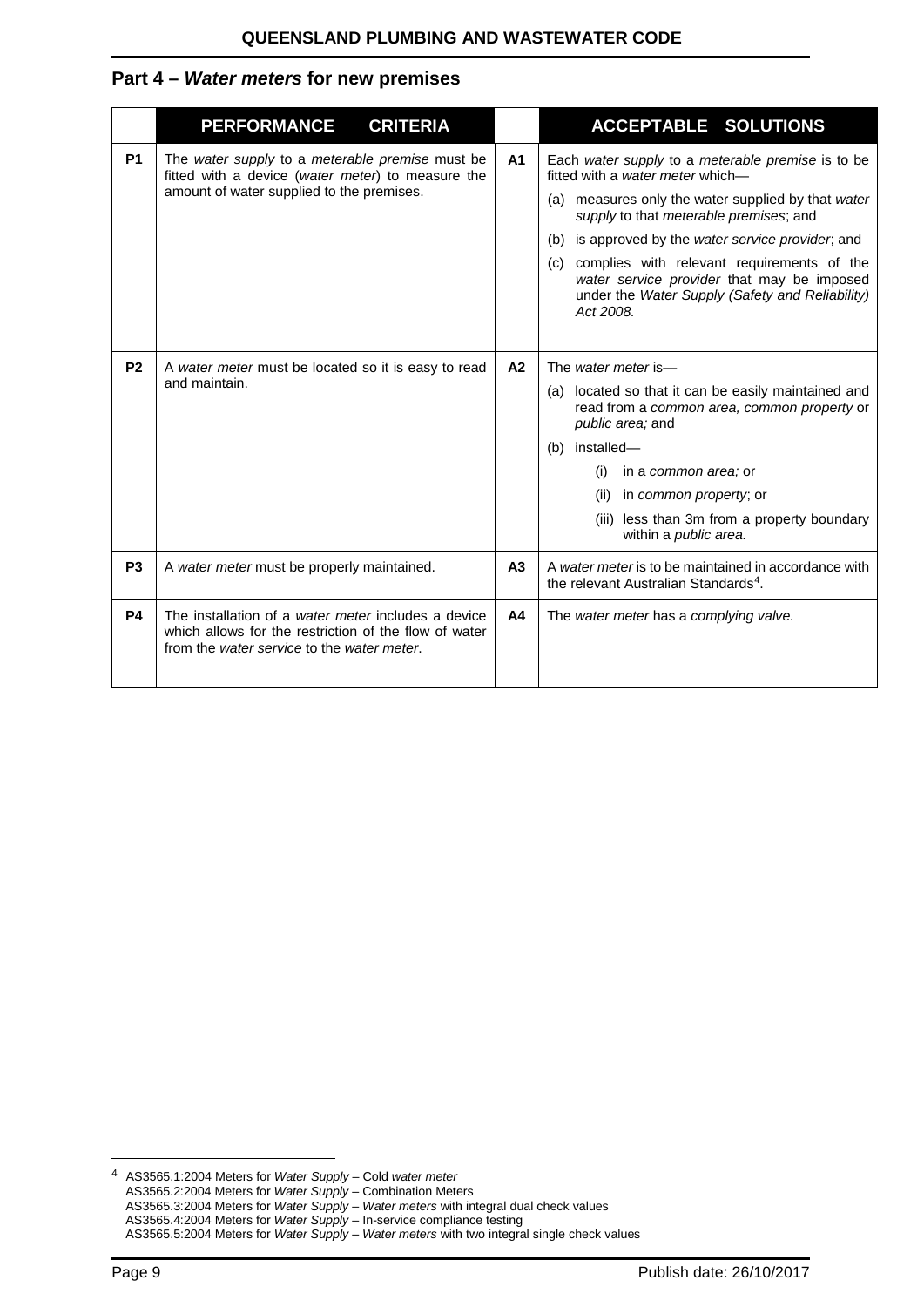## Part 4 – *Water meters* for new premises

| | PERFORMANCE CRITERIA | | ACCEPTABLE SOLUTIONS |
|---|---|---|---|
| **P1** | The *water supply* to a *meterable premise* must be fitted with a device (*water meter*) to measure the amount of water supplied to the premises. | **A1** | Each *water supply* to a *meterable premise* is to be fitted with a *water meter* which—<br>(a) measures only the water supplied by that *water supply* to that *meterable premises*; and<br>(b) is approved by the *water service provider*; and<br>(c) complies with relevant requirements of the *water service provider* that may be imposed under the *Water Supply (Safety and Reliability) Act 2008.* |
| **P2** | A *water meter* must be located so it is easy to read and maintain. | **A2** | The *water meter* is—<br>(a) located so that it can be easily maintained and read from a *common area, common property* or *public area;* and<br>(b) installed—<br>(i) in a *common area;* or<br>(ii) in *common property*; or<br>(iii) less than 3m from a property boundary within a *public area.* |
| **P3** | A *water meter* must be properly maintained. | **A3** | A *water meter* is to be maintained in accordance with the relevant Australian Standards[4]. |
| **P4** | The installation of a *water meter* includes a device which allows for the restriction of the flow of water from the *water service* to the *water meter*. | **A4** | The *water meter* has a *complying valve.* |

[4] AS3565.1:2004 Meters for *Water Supply* – Cold *water meter*
AS3565.2:2004 Meters for *Water Supply* – Combination Meters
AS3565.3:2004 Meters for *Water Supply* – *Water meters* with integral dual check values
AS3565.4:2004 Meters for *Water Supply* – In-service compliance testing
AS3565.5:2004 Meters for *Water Supply* – *Water meters* with two integral single check values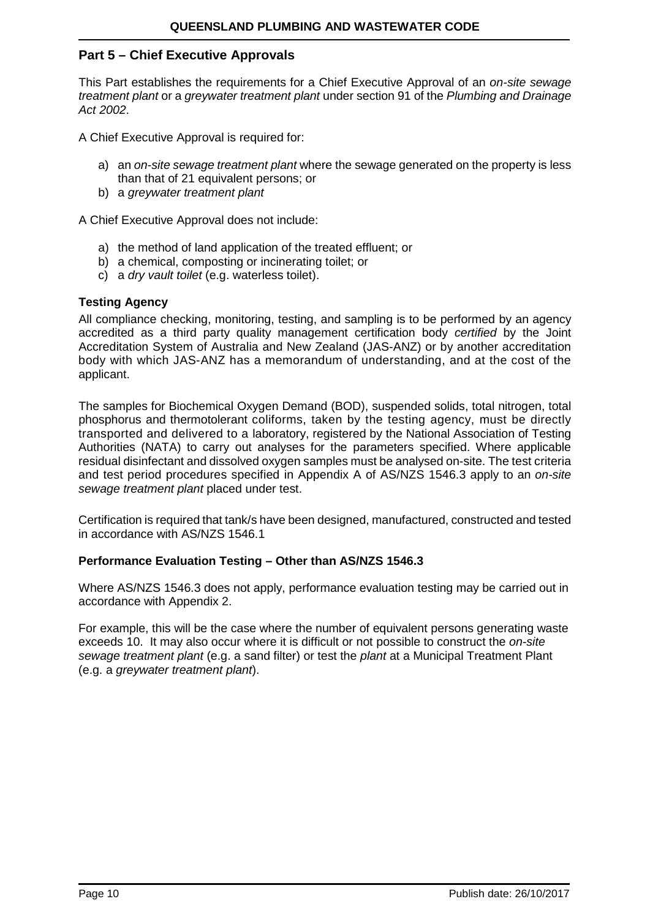## Part 5 – Chief Executive Approvals

This Part establishes the requirements for a Chief Executive Approval of an *on-site sewage treatment plant* or a *greywater treatment plant* under section 91 of the *Plumbing and Drainage Act 2002*.

A Chief Executive Approval is required for:

a) an *on-site sewage treatment plant* where the sewage generated on the property is less than that of 21 equivalent persons; or
b) a *greywater treatment plant*

A Chief Executive Approval does not include:

a) the method of land application of the treated effluent; or
b) a chemical, composting or incinerating toilet; or
c) a *dry vault toilet* (e.g. waterless toilet).

### Testing Agency

All compliance checking, monitoring, testing, and sampling is to be performed by an agency accredited as a third party quality management certification body *certified* by the Joint Accreditation System of Australia and New Zealand (JAS-ANZ) or by another accreditation body with which JAS-ANZ has a memorandum of understanding, and at the cost of the applicant.

The samples for Biochemical Oxygen Demand (BOD), suspended solids, total nitrogen, total phosphorus and thermotolerant coliforms, taken by the testing agency, must be directly transported and delivered to a laboratory, registered by the National Association of Testing Authorities (NATA) to carry out analyses for the parameters specified. Where applicable residual disinfectant and dissolved oxygen samples must be analysed on-site. The test criteria and test period procedures specified in Appendix A of AS/NZS 1546.3 apply to an *on-site sewage treatment plant* placed under test.

Certification is required that tank/s have been designed, manufactured, constructed and tested in accordance with AS/NZS 1546.1

### Performance Evaluation Testing – Other than AS/NZS 1546.3

Where AS/NZS 1546.3 does not apply, performance evaluation testing may be carried out in accordance with Appendix 2.

For example, this will be the case where the number of equivalent persons generating waste exceeds 10. It may also occur where it is difficult or not possible to construct the *on-site sewage treatment plant* (e.g. a sand filter) or test the *plant* at a Municipal Treatment Plant (e.g. a *greywater treatment plant*).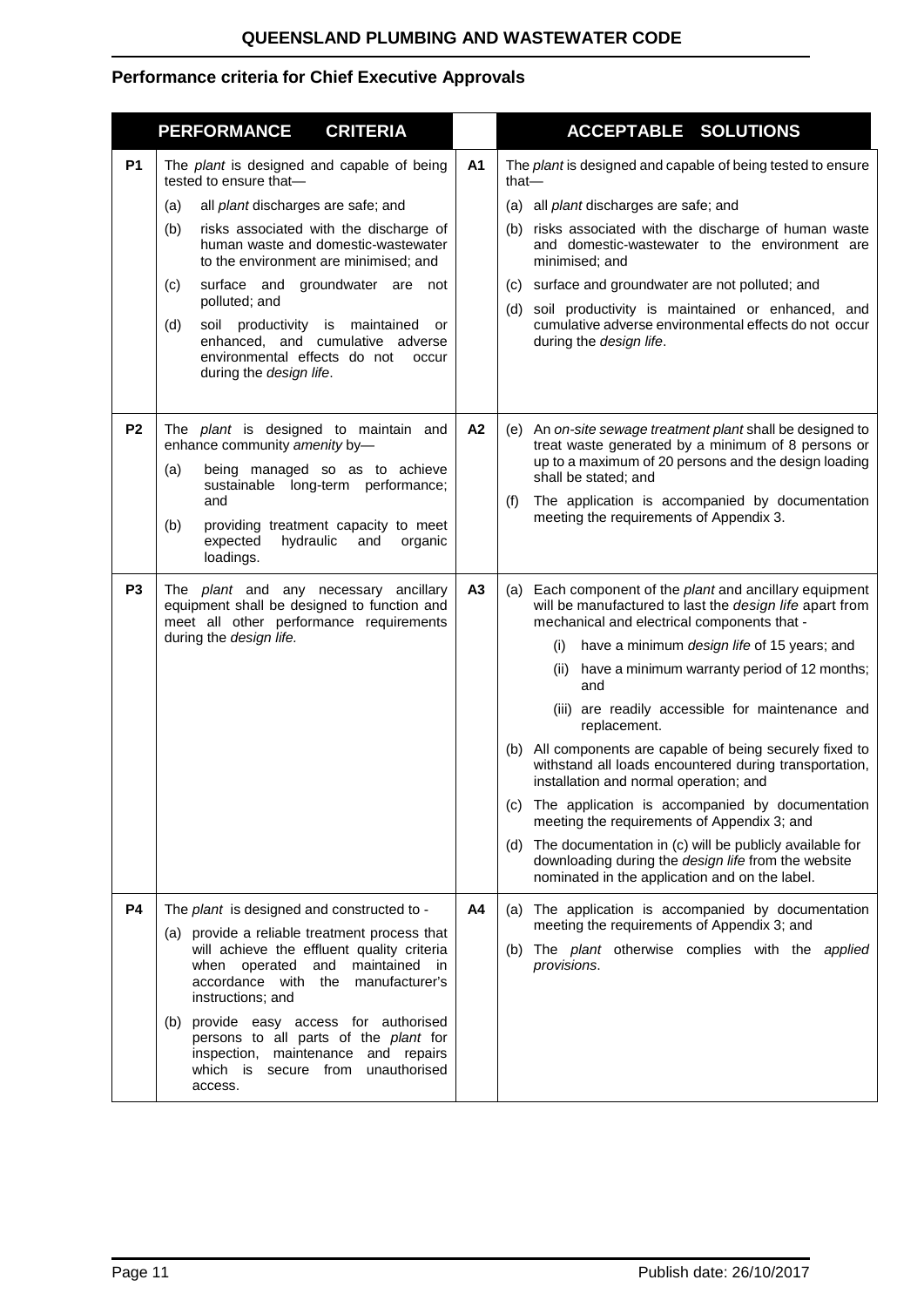## Performance criteria for Chief Executive Approvals

| | PERFORMANCE CRITERIA | | ACCEPTABLE SOLUTIONS |
|---|---|---|---|
| **P1** | The *plant* is designed and capable of being tested to ensure that—<br>(a) all *plant* discharges are safe; and<br>(b) risks associated with the discharge of human waste and domestic-wastewater to the environment are minimised; and<br>(c) surface and groundwater are not polluted; and<br>(d) soil productivity is maintained or enhanced, and cumulative adverse environmental effects do not occur during the *design life*. | **A1** | The *plant* is designed and capable of being tested to ensure that—<br>(a) all *plant* discharges are safe; and<br>(b) risks associated with the discharge of human waste and domestic-wastewater to the environment are minimised; and<br>(c) surface and groundwater are not polluted; and<br>(d) soil productivity is maintained or enhanced, and cumulative adverse environmental effects do not occur during the *design life*. |
| **P2** | The *plant* is designed to maintain and enhance community *amenity* by—<br>(a) being managed so as to achieve sustainable long-term performance; and<br>(b) providing treatment capacity to meet expected hydraulic and organic loadings. | **A2** | (e) An *on-site sewage treatment plant* shall be designed to treat waste generated by a minimum of 8 persons or up to a maximum of 20 persons and the design loading shall be stated; and<br>(f) The application is accompanied by documentation meeting the requirements of Appendix 3. |
| **P3** | The *plant* and any necessary ancillary equipment shall be designed to function and meet all other performance requirements during the *design life.* | **A3** | (a) Each component of the *plant* and ancillary equipment will be manufactured to last the *design life* apart from mechanical and electrical components that -<br>(i) have a minimum *design life* of 15 years; and<br>(ii) have a minimum warranty period of 12 months; and<br>(iii) are readily accessible for maintenance and replacement.<br>(b) All components are capable of being securely fixed to withstand all loads encountered during transportation, installation and normal operation; and<br>(c) The application is accompanied by documentation meeting the requirements of Appendix 3; and<br>(d) The documentation in (c) will be publicly available for downloading during the *design life* from the website nominated in the application and on the label. |
| **P4** | The *plant* is designed and constructed to -<br>(a) provide a reliable treatment process that will achieve the effluent quality criteria when operated and maintained in accordance with the manufacturer's instructions; and<br>(b) provide easy access for authorised persons to all parts of the *plant* for inspection, maintenance and repairs which is secure from unauthorised access. | **A4** | (a) The application is accompanied by documentation meeting the requirements of Appendix 3; and<br>(b) The *plant* otherwise complies with the *applied provisions*. |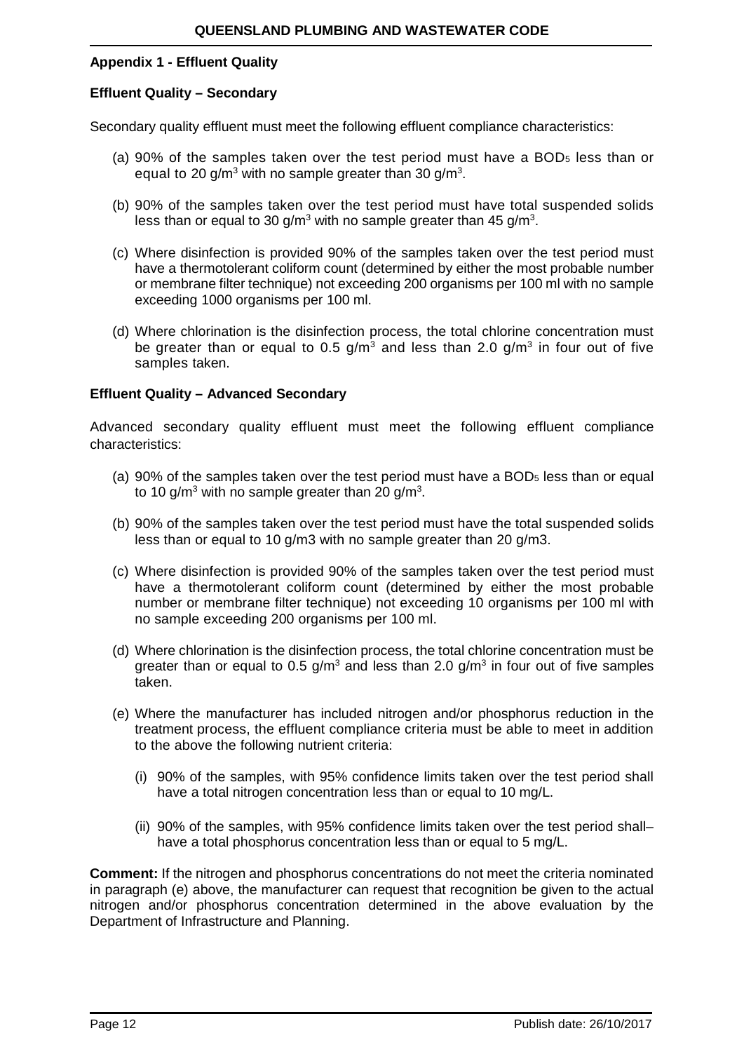**Appendix 1 - Effluent Quality**

**Effluent Quality – Secondary**

Secondary quality effluent must meet the following effluent compliance characteristics:

(a) 90% of the samples taken over the test period must have a $BOD_5$ less than or equal to 20 $g/m^3$ with no sample greater than 30 $g/m^3$.

(b) 90% of the samples taken over the test period must have total suspended solids less than or equal to 30 $g/m^3$ with no sample greater than 45 $g/m^3$.

(c) Where disinfection is provided 90% of the samples taken over the test period must have a thermotolerant coliform count (determined by either the most probable number or membrane filter technique) not exceeding 200 organisms per 100 ml with no sample exceeding 1000 organisms per 100 ml.

(d) Where chlorination is the disinfection process, the total chlorine concentration must be greater than or equal to 0.5 $g/m^3$ and less than 2.0 $g/m^3$ in four out of five samples taken.

**Effluent Quality – Advanced Secondary**

Advanced secondary quality effluent must meet the following effluent compliance characteristics:

(a) 90% of the samples taken over the test period must have a $BOD_5$ less than or equal to 10 $g/m^3$ with no sample greater than 20 $g/m^3$.

(b) 90% of the samples taken over the test period must have the total suspended solids less than or equal to 10 g/m3 with no sample greater than 20 g/m3.

(c) Where disinfection is provided 90% of the samples taken over the test period must have a thermotolerant coliform count (determined by either the most probable number or membrane filter technique) not exceeding 10 organisms per 100 ml with no sample exceeding 200 organisms per 100 ml.

(d) Where chlorination is the disinfection process, the total chlorine concentration must be greater than or equal to 0.5 $g/m^3$ and less than 2.0 $g/m^3$ in four out of five samples taken.

(e) Where the manufacturer has included nitrogen and/or phosphorus reduction in the treatment process, the effluent compliance criteria must be able to meet in addition to the above the following nutrient criteria:

   (i) 90% of the samples, with 95% confidence limits taken over the test period shall have a total nitrogen concentration less than or equal to 10 mg/L.

   (ii) 90% of the samples, with 95% confidence limits taken over the test period shall– have a total phosphorus concentration less than or equal to 5 mg/L.

**Comment:** If the nitrogen and phosphorus concentrations do not meet the criteria nominated in paragraph (e) above, the manufacturer can request that recognition be given to the actual nitrogen and/or phosphorus concentration determined in the above evaluation by the Department of Infrastructure and Planning.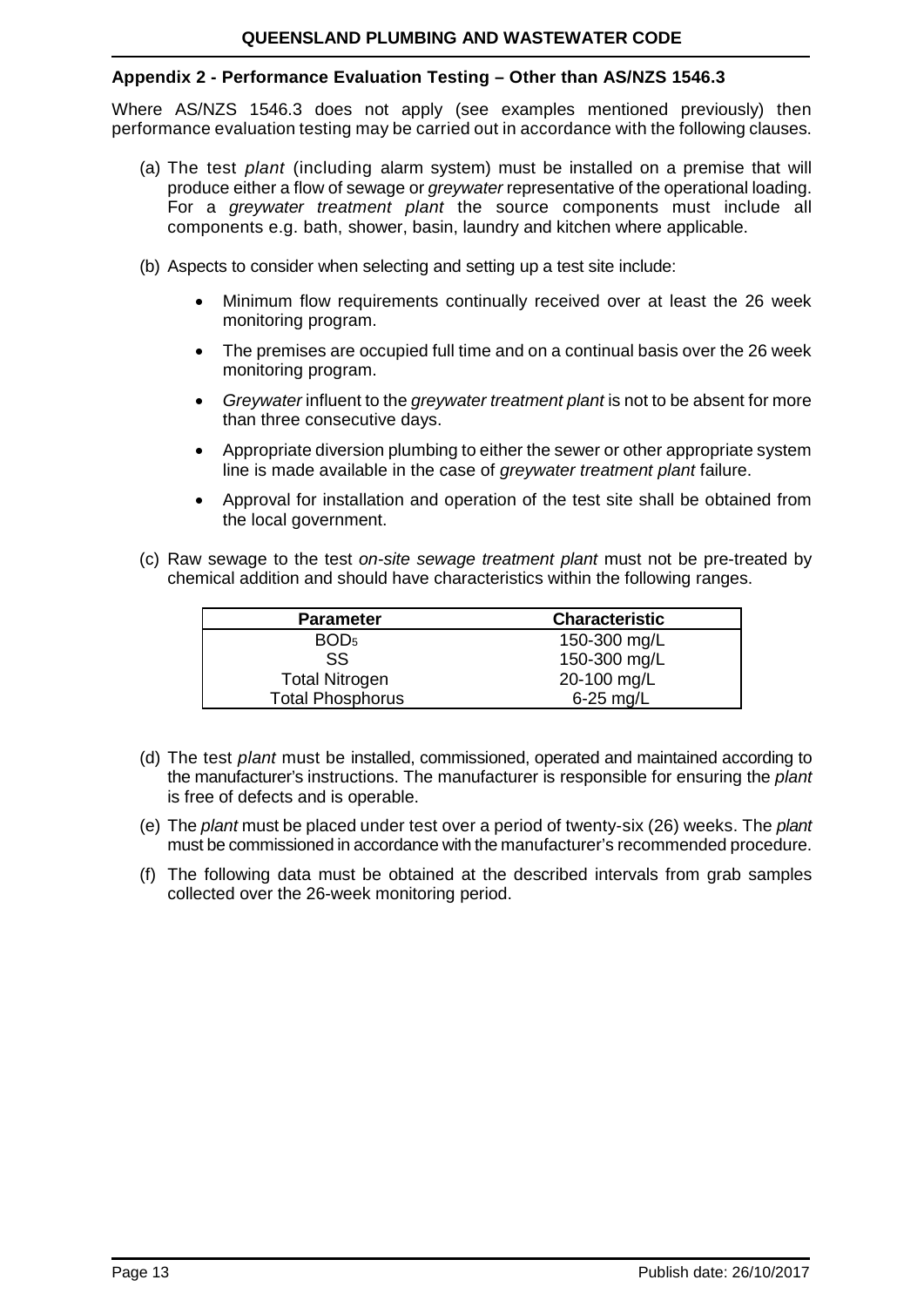## Appendix 2 - Performance Evaluation Testing – Other than AS/NZS 1546.3

Where AS/NZS 1546.3 does not apply (see examples mentioned previously) then performance evaluation testing may be carried out in accordance with the following clauses.

(a) The test *plant* (including alarm system) must be installed on a premise that will produce either a flow of sewage or *greywater* representative of the operational loading. For a *greywater treatment plant* the source components must include all components e.g. bath, shower, basin, laundry and kitchen where applicable.

(b) Aspects to consider when selecting and setting up a test site include:

- Minimum flow requirements continually received over at least the 26 week monitoring program.
- The premises are occupied full time and on a continual basis over the 26 week monitoring program.
- *Greywater* influent to the *greywater treatment plant* is not to be absent for more than three consecutive days.
- Appropriate diversion plumbing to either the sewer or other appropriate system line is made available in the case of *greywater treatment plant* failure.
- Approval for installation and operation of the test site shall be obtained from the local government.

(c) Raw sewage to the test *on-site sewage treatment plant* must not be pre-treated by chemical addition and should have characteristics within the following ranges.

| Parameter | Characteristic |
|---|---|
| $BOD_5$ | 150-300 mg/L |
| SS | 150-300 mg/L |
| Total Nitrogen | 20-100 mg/L |
| Total Phosphorus | 6-25 mg/L |

(d) The test *plant* must be installed, commissioned, operated and maintained according to the manufacturer's instructions. The manufacturer is responsible for ensuring the *plant* is free of defects and is operable.

(e) The *plant* must be placed under test over a period of twenty-six (26) weeks. The *plant* must be commissioned in accordance with the manufacturer's recommended procedure.

(f) The following data must be obtained at the described intervals from grab samples collected over the 26-week monitoring period.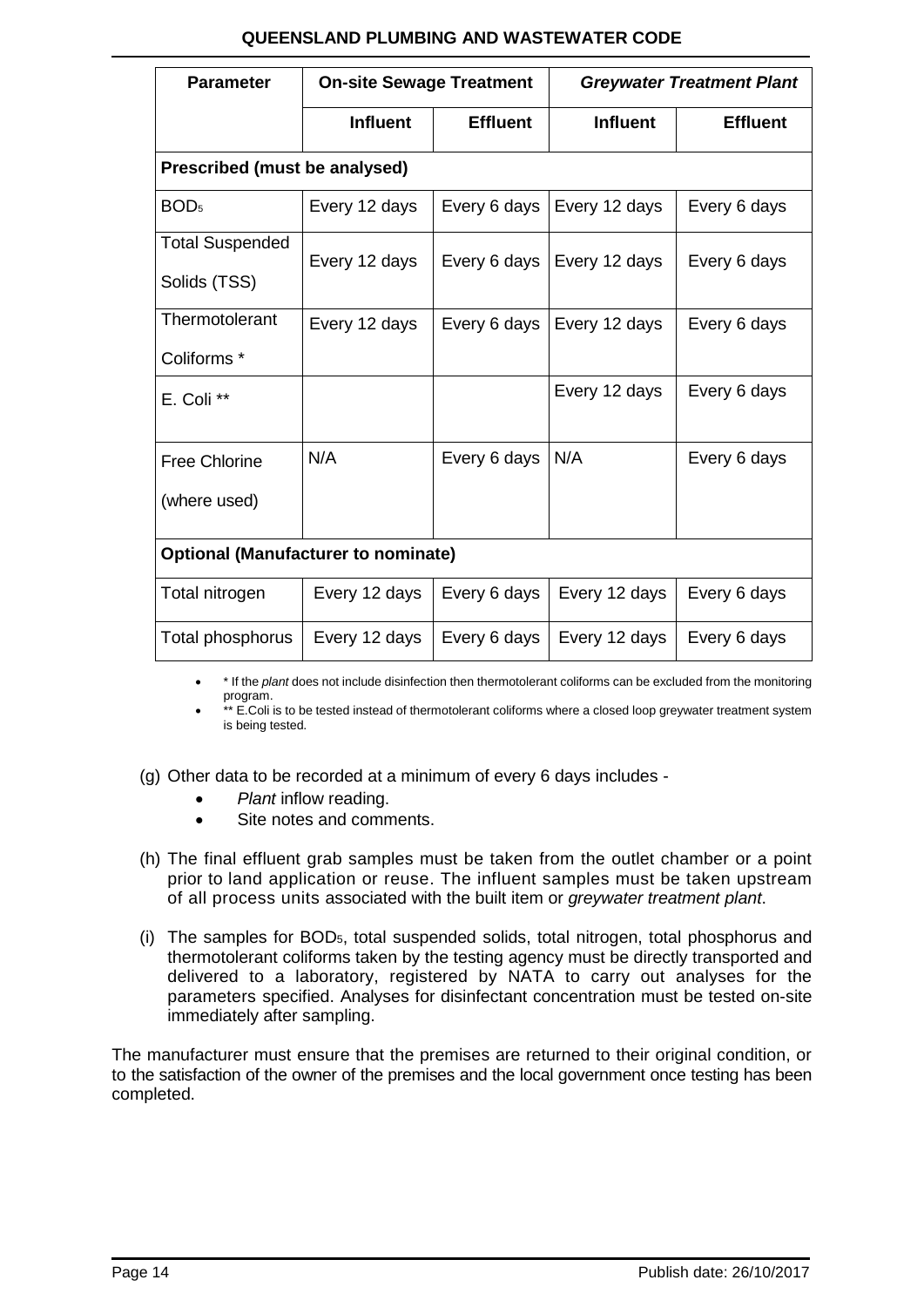| Parameter | On-site Sewage Treatment | | *Greywater Treatment Plant* | |
|---|---|---|---|---|
| | **Influent** | **Effluent** | **Influent** | **Effluent** |
| **Prescribed (must be analysed)** | | | | |
| $BOD_5$ | Every 12 days | Every 6 days | Every 12 days | Every 6 days |
| Total Suspended Solids (TSS) | Every 12 days | Every 6 days | Every 12 days | Every 6 days |
| Thermotolerant Coliforms * | Every 12 days | Every 6 days | Every 12 days | Every 6 days |
| E. Coli ** | | | Every 12 days | Every 6 days |
| Free Chlorine (where used) | N/A | Every 6 days | N/A | Every 6 days |
| **Optional (Manufacturer to nominate)** | | | | |
| Total nitrogen | Every 12 days | Every 6 days | Every 12 days | Every 6 days |
| Total phosphorus | Every 12 days | Every 6 days | Every 12 days | Every 6 days |

- * If the *plant* does not include disinfection then thermotolerant coliforms can be excluded from the monitoring program.
- ** E.Coli is to be tested instead of thermotolerant coliforms where a closed loop greywater treatment system is being tested.

(g) Other data to be recorded at a minimum of every 6 days includes -

- *Plant* inflow reading.
- Site notes and comments.

(h) The final effluent grab samples must be taken from the outlet chamber or a point prior to land application or reuse. The influent samples must be taken upstream of all process units associated with the built item or *greywater treatment plant*.

(i) The samples for $BOD_5$, total suspended solids, total nitrogen, total phosphorus and thermotolerant coliforms taken by the testing agency must be directly transported and delivered to a laboratory, registered by NATA to carry out analyses for the parameters specified. Analyses for disinfectant concentration must be tested on-site immediately after sampling.

The manufacturer must ensure that the premises are returned to their original condition, or to the satisfaction of the owner of the premises and the local government once testing has been completed.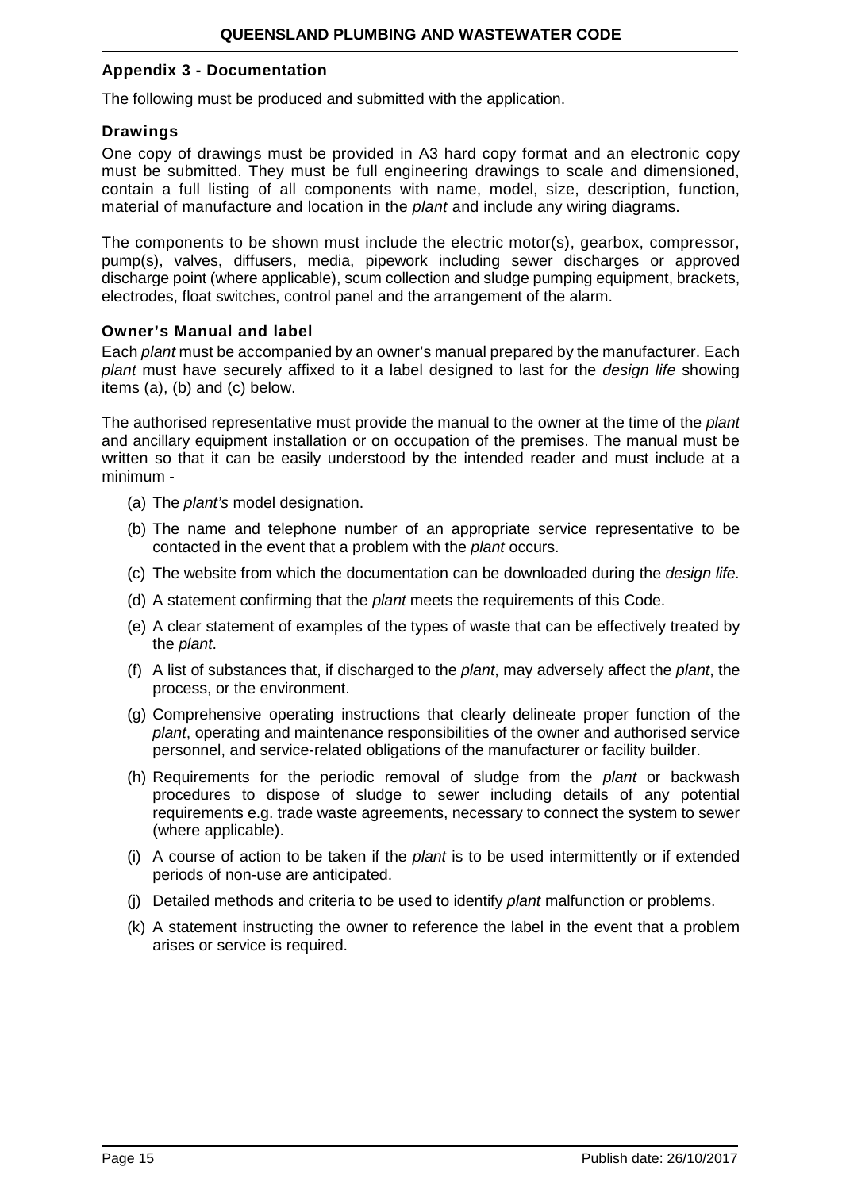## Appendix 3 - Documentation

The following must be produced and submitted with the application.

### Drawings

One copy of drawings must be provided in A3 hard copy format and an electronic copy must be submitted. They must be full engineering drawings to scale and dimensioned, contain a full listing of all components with name, model, size, description, function, material of manufacture and location in the *plant* and include any wiring diagrams.

The components to be shown must include the electric motor(s), gearbox, compressor, pump(s), valves, diffusers, media, pipework including sewer discharges or approved discharge point (where applicable), scum collection and sludge pumping equipment, brackets, electrodes, float switches, control panel and the arrangement of the alarm.

### Owner's Manual and label

Each *plant* must be accompanied by an owner's manual prepared by the manufacturer. Each *plant* must have securely affixed to it a label designed to last for the *design life* showing items (a), (b) and (c) below.

The authorised representative must provide the manual to the owner at the time of the *plant* and ancillary equipment installation or on occupation of the premises. The manual must be written so that it can be easily understood by the intended reader and must include at a minimum -

(a) The *plant's* model designation.

(b) The name and telephone number of an appropriate service representative to be contacted in the event that a problem with the *plant* occurs.

(c) The website from which the documentation can be downloaded during the *design life.*

(d) A statement confirming that the *plant* meets the requirements of this Code.

(e) A clear statement of examples of the types of waste that can be effectively treated by the *plant*.

(f) A list of substances that, if discharged to the *plant*, may adversely affect the *plant*, the process, or the environment.

(g) Comprehensive operating instructions that clearly delineate proper function of the *plant*, operating and maintenance responsibilities of the owner and authorised service personnel, and service-related obligations of the manufacturer or facility builder.

(h) Requirements for the periodic removal of sludge from the *plant* or backwash procedures to dispose of sludge to sewer including details of any potential requirements e.g. trade waste agreements, necessary to connect the system to sewer (where applicable).

(i) A course of action to be taken if the *plant* is to be used intermittently or if extended periods of non-use are anticipated.

(j) Detailed methods and criteria to be used to identify *plant* malfunction or problems.

(k) A statement instructing the owner to reference the label in the event that a problem arises or service is required.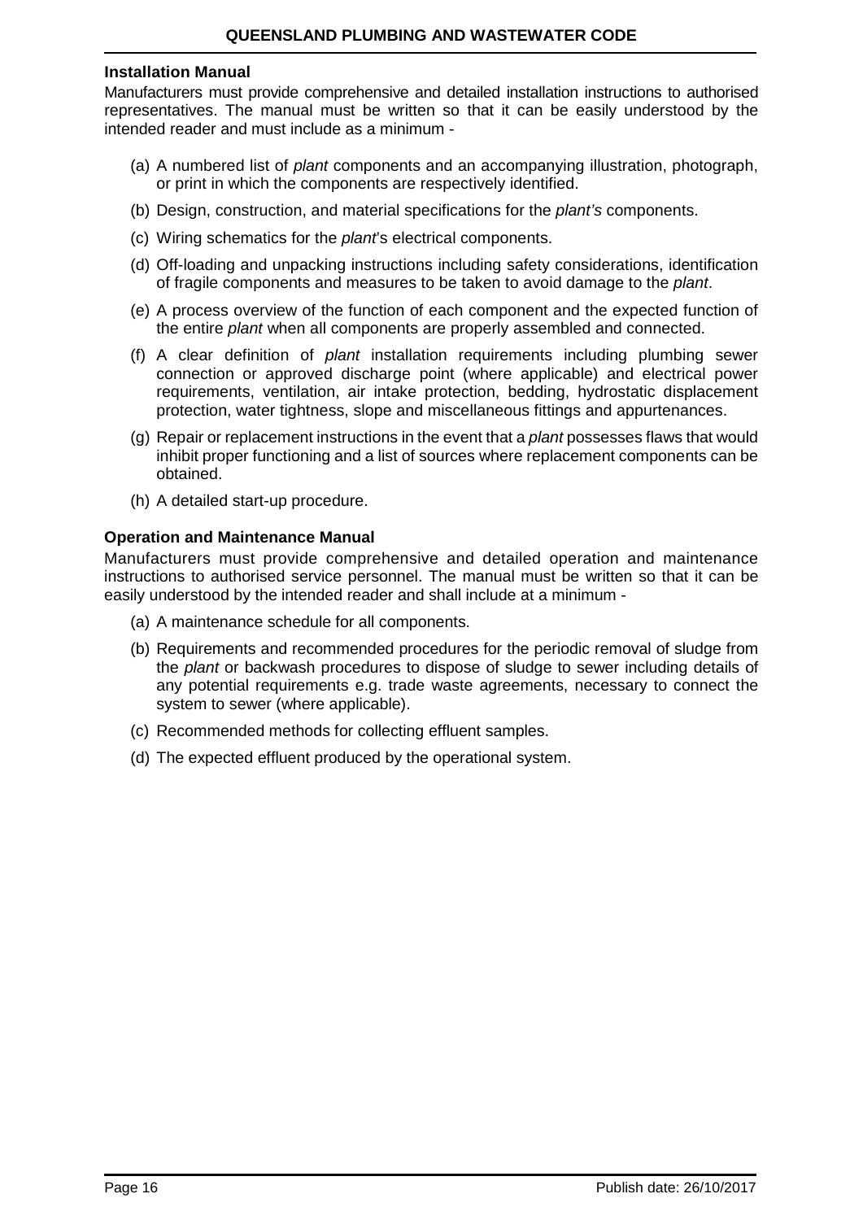**Installation Manual**

Manufacturers must provide comprehensive and detailed installation instructions to authorised representatives. The manual must be written so that it can be easily understood by the intended reader and must include as a minimum -

(a) A numbered list of *plant* components and an accompanying illustration, photograph, or print in which the components are respectively identified.

(b) Design, construction, and material specifications for the *plant's* components.

(c) Wiring schematics for the *plant*'s electrical components.

(d) Off-loading and unpacking instructions including safety considerations, identification of fragile components and measures to be taken to avoid damage to the *plant*.

(e) A process overview of the function of each component and the expected function of the entire *plant* when all components are properly assembled and connected.

(f) A clear definition of *plant* installation requirements including plumbing sewer connection or approved discharge point (where applicable) and electrical power requirements, ventilation, air intake protection, bedding, hydrostatic displacement protection, water tightness, slope and miscellaneous fittings and appurtenances.

(g) Repair or replacement instructions in the event that a *plant* possesses flaws that would inhibit proper functioning and a list of sources where replacement components can be obtained.

(h) A detailed start-up procedure.

**Operation and Maintenance Manual**

Manufacturers must provide comprehensive and detailed operation and maintenance instructions to authorised service personnel. The manual must be written so that it can be easily understood by the intended reader and shall include at a minimum -

(a) A maintenance schedule for all components.

(b) Requirements and recommended procedures for the periodic removal of sludge from the *plant* or backwash procedures to dispose of sludge to sewer including details of any potential requirements e.g. trade waste agreements, necessary to connect the system to sewer (where applicable).

(c) Recommended methods for collecting effluent samples.

(d) The expected effluent produced by the operational system.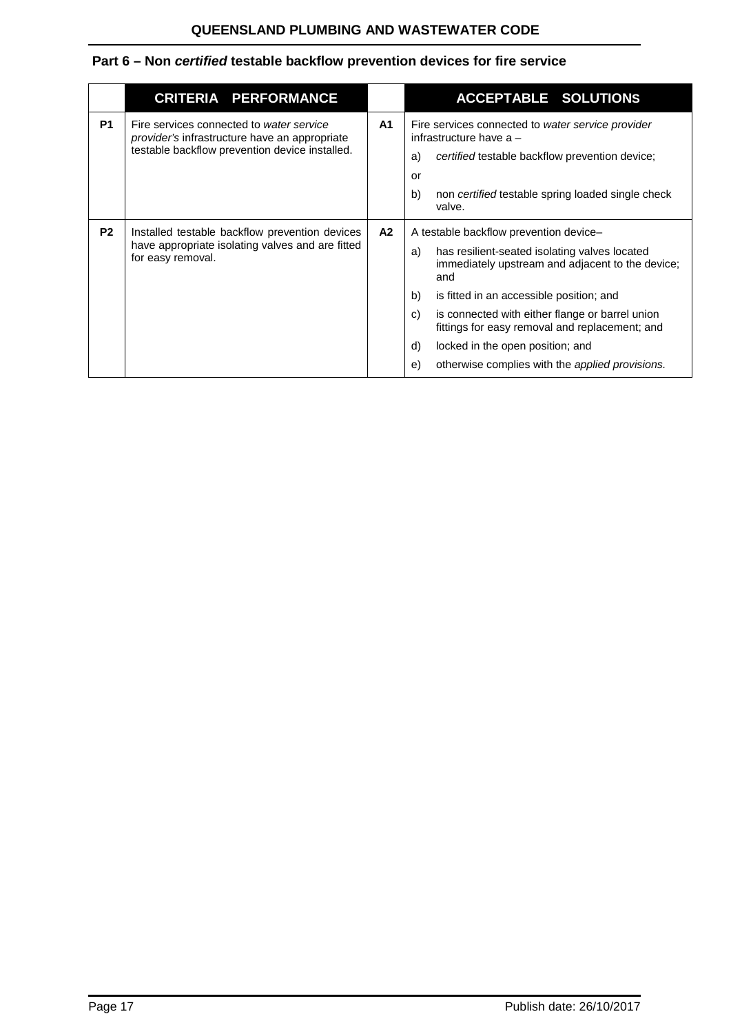## Part 6 – Non *certified* testable backflow prevention devices for fire service

| | CRITERIA PERFORMANCE | | ACCEPTABLE SOLUTIONS |
|---|---|---|---|
| **P1** | Fire services connected to *water service provider's* infrastructure have an appropriate testable backflow prevention device installed. | **A1** | Fire services connected to *water service provider* infrastructure have a –<br>a) *certified* testable backflow prevention device;<br>or<br>b) non *certified* testable spring loaded single check valve. |
| **P2** | Installed testable backflow prevention devices have appropriate isolating valves and are fitted for easy removal. | **A2** | A testable backflow prevention device–<br>a) has resilient-seated isolating valves located immediately upstream and adjacent to the device; and<br>b) is fitted in an accessible position; and<br>c) is connected with either flange or barrel union fittings for easy removal and replacement; and<br>d) locked in the open position; and<br>e) otherwise complies with the *applied provisions.* |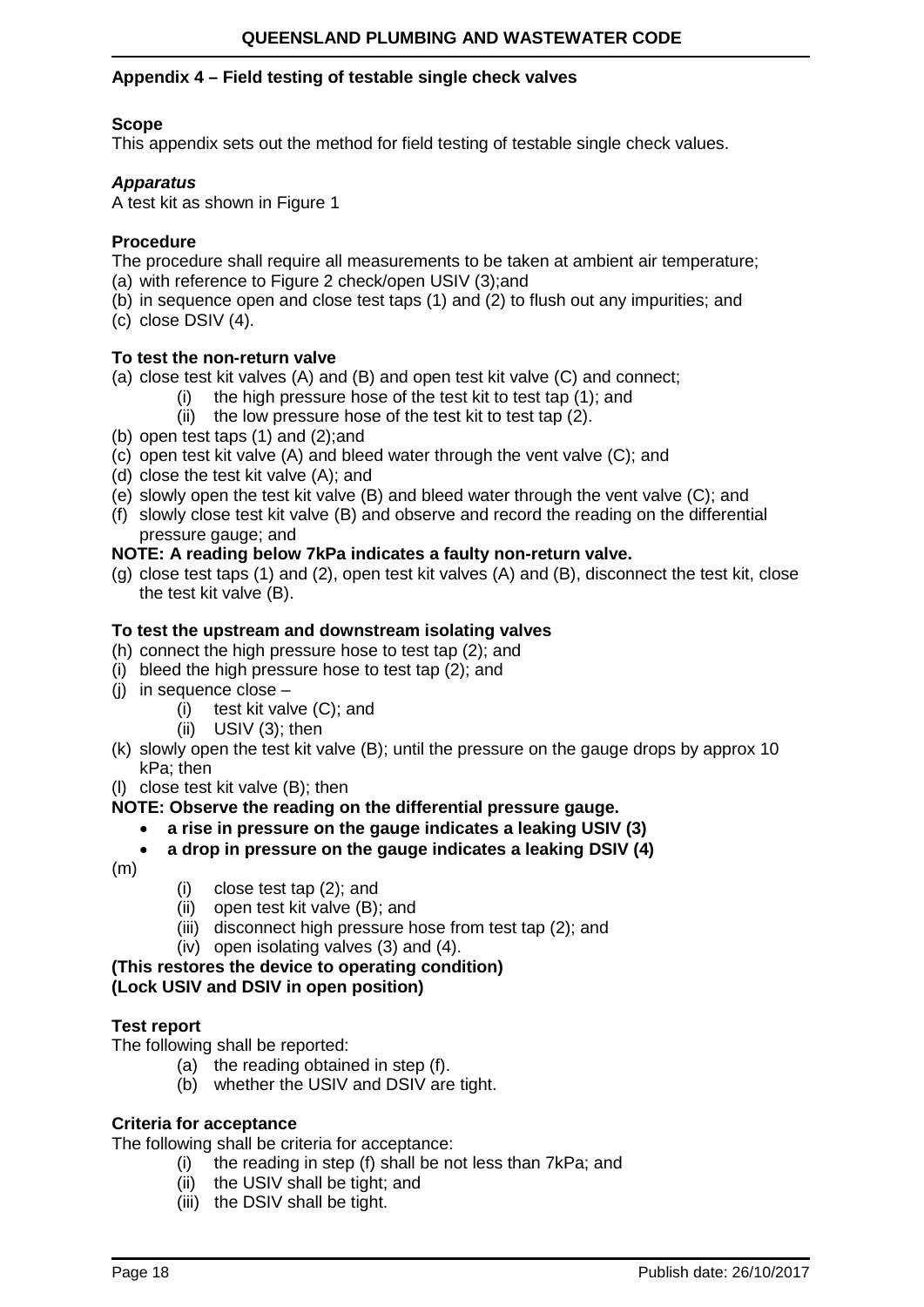## Appendix 4 – Field testing of testable single check valves

**Scope**

This appendix sets out the method for field testing of testable single check values.

***Apparatus***

A test kit as shown in Figure 1

**Procedure**

The procedure shall require all measurements to be taken at ambient air temperature;

(a) with reference to Figure 2 check/open USIV (3);and
(b) in sequence open and close test taps (1) and (2) to flush out any impurities; and
(c) close DSIV (4).

**To test the non-return valve**

(a) close test kit valves (A) and (B) and open test kit valve (C) and connect;
    (i) the high pressure hose of the test kit to test tap (1); and
    (ii) the low pressure hose of the test kit to test tap (2).
(b) open test taps (1) and (2);and
(c) open test kit valve (A) and bleed water through the vent valve (C); and
(d) close the test kit valve (A); and
(e) slowly open the test kit valve (B) and bleed water through the vent valve (C); and
(f) slowly close test kit valve (B) and observe and record the reading on the differential pressure gauge; and

**NOTE: A reading below 7kPa indicates a faulty non-return valve.**

(g) close test taps (1) and (2), open test kit valves (A) and (B), disconnect the test kit, close the test kit valve (B).

**To test the upstream and downstream isolating valves**

(h) connect the high pressure hose to test tap (2); and
(i) bleed the high pressure hose to test tap (2); and
(j) in sequence close –
    (i) test kit valve (C); and
    (ii) USIV (3); then
(k) slowly open the test kit valve (B); until the pressure on the gauge drops by approx 10 kPa; then
(l) close test kit valve (B); then

**NOTE: Observe the reading on the differential pressure gauge.**

- **a rise in pressure on the gauge indicates a leaking USIV (3)**
- **a drop in pressure on the gauge indicates a leaking DSIV (4)**

(m)
    (i) close test tap (2); and
    (ii) open test kit valve (B); and
    (iii) disconnect high pressure hose from test tap (2); and
    (iv) open isolating valves (3) and (4).

**(This restores the device to operating condition)**
**(Lock USIV and DSIV in open position)**

**Test report**

The following shall be reported:

(a) the reading obtained in step (f).
(b) whether the USIV and DSIV are tight.

**Criteria for acceptance**

The following shall be criteria for acceptance:

(i) the reading in step (f) shall be not less than 7kPa; and
(ii) the USIV shall be tight; and
(iii) the DSIV shall be tight.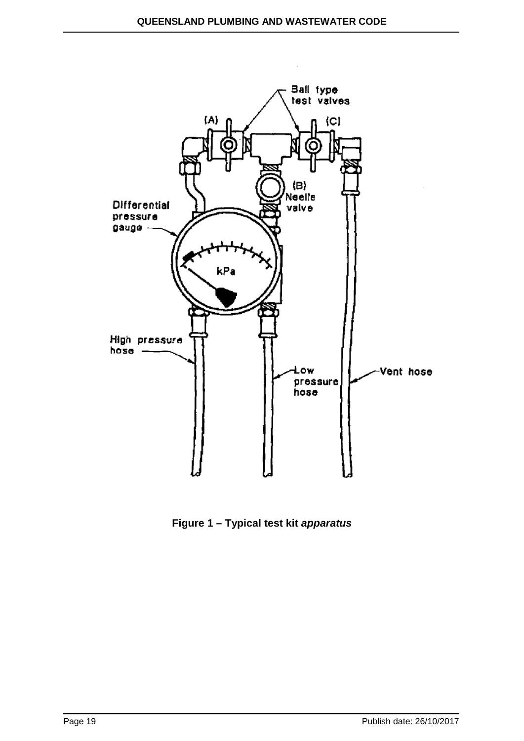**Figure 1 – Typical test kit *apparatus***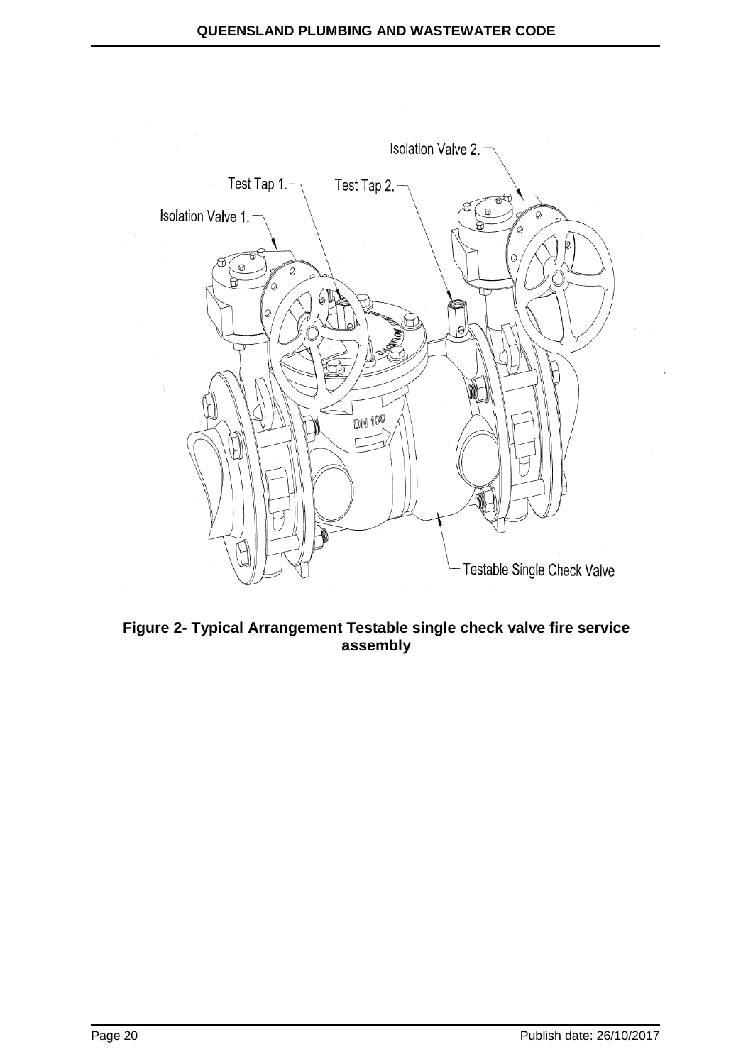Isolation Valve 2.

Test Tap 1.

Test Tap 2.

Isolation Valve 1.

Testable Single Check Valve

**Figure 2- Typical Arrangement Testable single check valve fire service assembly**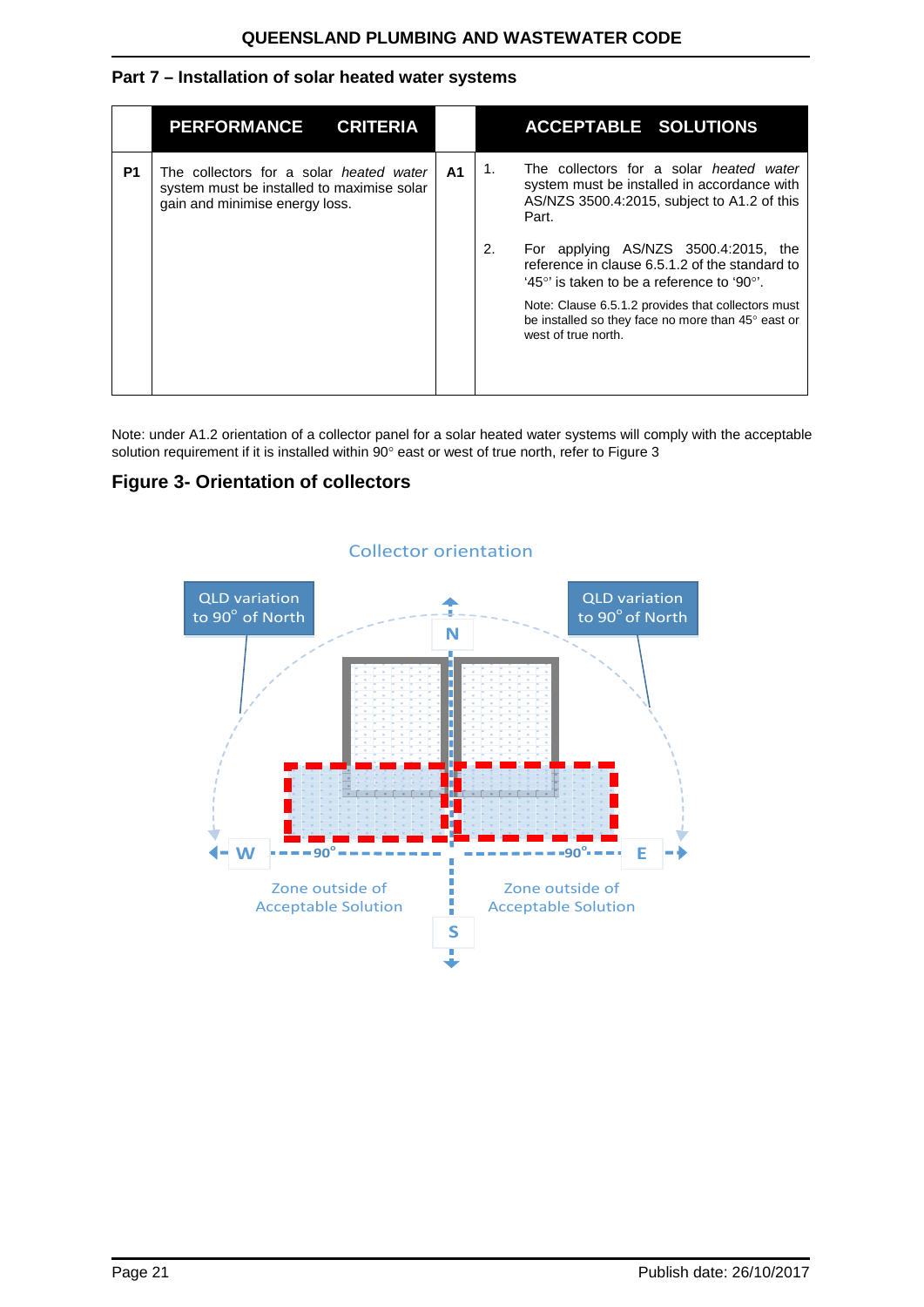## Part 7 – Installation of solar heated water systems

| | PERFORMANCE CRITERIA | | ACCEPTABLE SOLUTIONS |
|---|---|---|---|
| **P1** | The collectors for a solar *heated water* system must be installed to maximise solar gain and minimise energy loss. | **A1** | 1. The collectors for a solar *heated water* system must be installed in accordance with AS/NZS 3500.4:2015, subject to A1.2 of this Part.<br><br>2. For applying AS/NZS 3500.4:2015, the reference in clause 6.5.1.2 of the standard to '45°' is taken to be a reference to '90°'.<br><br>Note: Clause 6.5.1.2 provides that collectors must be installed so they face no more than 45° east or west of true north. |

Note: under A1.2 orientation of a collector panel for a solar heated water systems will comply with the acceptable solution requirement if it is installed within 90° east or west of true north, refer to Figure 3

### Figure 3- Orientation of collectors

Collector orientation

QLD variation to 90° of North

QLD variation to 90° of North

N

W 90° 90° E

Zone outside of Acceptable Solution

Zone outside of Acceptable Solution

S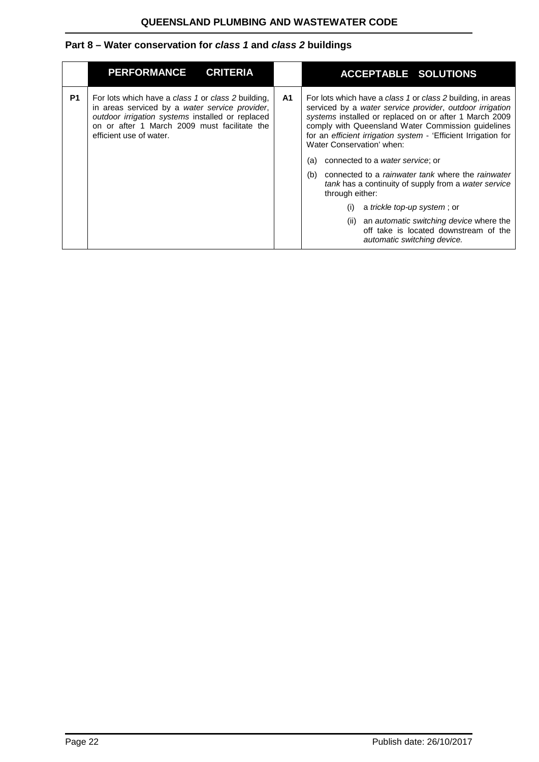## Part 8 – Water conservation for *class 1* and *class 2* buildings

| | PERFORMANCE CRITERIA | | ACCEPTABLE SOLUTIONS |
|---|---|---|---|
| **P1** | For lots which have a *class 1* or *class 2* building, in areas serviced by a *water service provider*, *outdoor irrigation systems* installed or replaced on or after 1 March 2009 must facilitate the efficient use of water. | **A1** | For lots which have a *class 1* or *class 2* building, in areas serviced by a *water service provider*, *outdoor irrigation systems* installed or replaced on or after 1 March 2009 comply with Queensland Water Commission guidelines for an *efficient irrigation system* - 'Efficient Irrigation for Water Conservation' when:<br>(a) connected to a *water service*; or<br>(b) connected to a *rainwater tank* where the *rainwater tank* has a continuity of supply from a *water service* through either:<br>(i) a *trickle top-up system* ; or<br>(ii) an *automatic switching device* where the off take is located downstream of the *automatic switching device.* |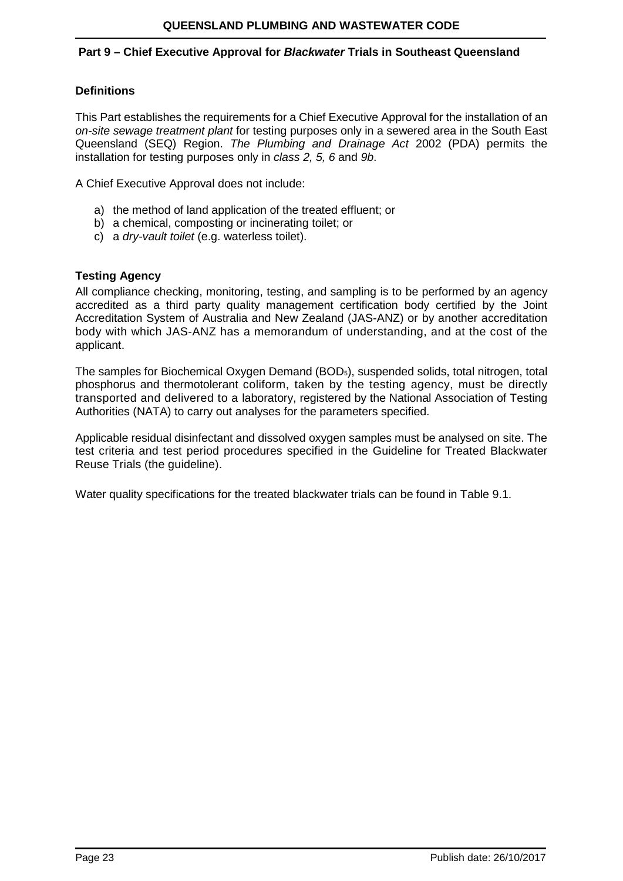## Part 9 – Chief Executive Approval for *Blackwater* Trials in Southeast Queensland

### Definitions

This Part establishes the requirements for a Chief Executive Approval for the installation of an *on-site sewage treatment plant* for testing purposes only in a sewered area in the South East Queensland (SEQ) Region. *The Plumbing and Drainage Act* 2002 (PDA) permits the installation for testing purposes only in *class 2, 5, 6* and *9b*.

A Chief Executive Approval does not include:

a) the method of land application of the treated effluent; or
b) a chemical, composting or incinerating toilet; or
c) a *dry-vault toilet* (e.g. waterless toilet).

### Testing Agency

All compliance checking, monitoring, testing, and sampling is to be performed by an agency accredited as a third party quality management certification body certified by the Joint Accreditation System of Australia and New Zealand (JAS-ANZ) or by another accreditation body with which JAS-ANZ has a memorandum of understanding, and at the cost of the applicant.

The samples for Biochemical Oxygen Demand ($BOD_5$), suspended solids, total nitrogen, total phosphorus and thermotolerant coliform, taken by the testing agency, must be directly transported and delivered to a laboratory, registered by the National Association of Testing Authorities (NATA) to carry out analyses for the parameters specified.

Applicable residual disinfectant and dissolved oxygen samples must be analysed on site. The test criteria and test period procedures specified in the Guideline for Treated Blackwater Reuse Trials (the guideline).

Water quality specifications for the treated blackwater trials can be found in Table 9.1.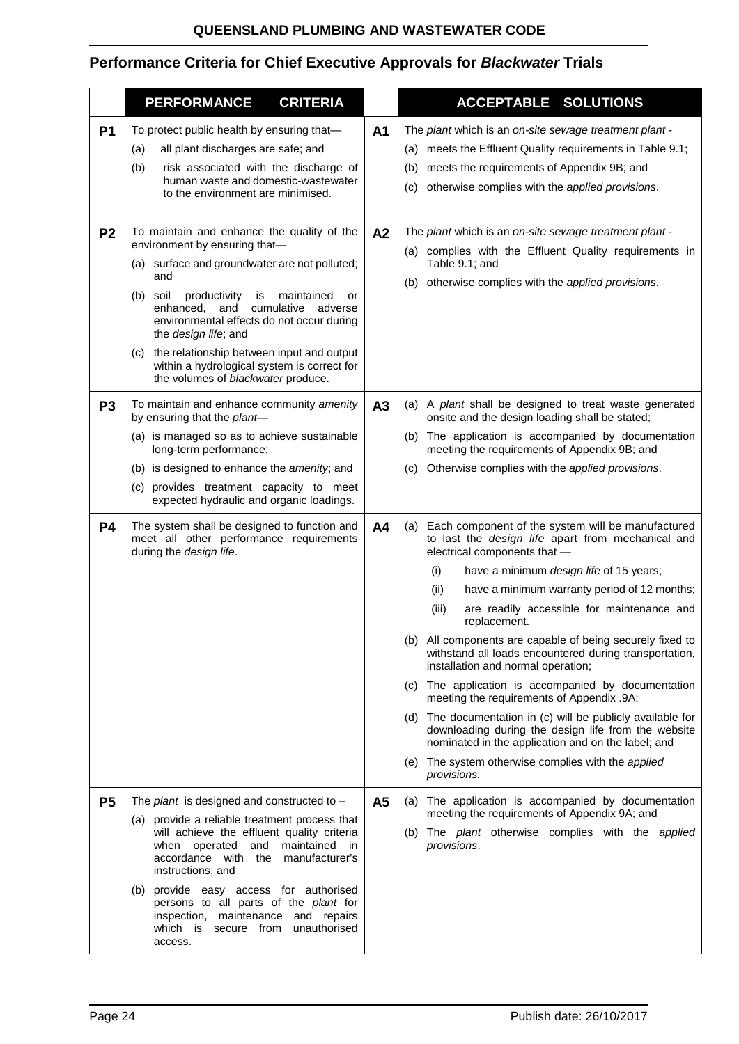## Performance Criteria for Chief Executive Approvals for *Blackwater* Trials

| | PERFORMANCE CRITERIA | | ACCEPTABLE SOLUTIONS |
|---|---|---|---|
| **P1** | To protect public health by ensuring that—<br>(a) all plant discharges are safe; and<br>(b) risk associated with the discharge of human waste and domestic-wastewater to the environment are minimised. | **A1** | The *plant* which is an *on-site sewage treatment plant* -<br>(a) meets the Effluent Quality requirements in Table 9.1;<br>(b) meets the requirements of Appendix 9B; and<br>(c) otherwise complies with the *applied provisions*. |
| **P2** | To maintain and enhance the quality of the environment by ensuring that—<br>(a) surface and groundwater are not polluted; and<br>(b) soil productivity is maintained or enhanced, and cumulative adverse environmental effects do not occur during the *design life*; and<br>(c) the relationship between input and output within a hydrological system is correct for the volumes of *blackwater* produce. | **A2** | The *plant* which is an *on-site sewage treatment plant* -<br>(a) complies with the Effluent Quality requirements in Table 9.1; and<br>(b) otherwise complies with the *applied provisions*. |
| **P3** | To maintain and enhance community *amenity* by ensuring that the *plant*—<br>(a) is managed so as to achieve sustainable long-term performance;<br>(b) is designed to enhance the *amenity*; and<br>(c) provides treatment capacity to meet expected hydraulic and organic loadings. | **A3** | (a) A *plant* shall be designed to treat waste generated onsite and the design loading shall be stated;<br>(b) The application is accompanied by documentation meeting the requirements of Appendix 9B; and<br>(c) Otherwise complies with the *applied provisions*. |
| **P4** | The system shall be designed to function and meet all other performance requirements during the *design life*. | **A4** | (a) Each component of the system will be manufactured to last the *design life* apart from mechanical and electrical components that —<br>(i) have a minimum *design life* of 15 years;<br>(ii) have a minimum warranty period of 12 months;<br>(iii) are readily accessible for maintenance and replacement.<br>(b) All components are capable of being securely fixed to withstand all loads encountered during transportation, installation and normal operation;<br>(c) The application is accompanied by documentation meeting the requirements of Appendix .9A;<br>(d) The documentation in (c) will be publicly available for downloading during the design life from the website nominated in the application and on the label; and<br>(e) The system otherwise complies with the *applied provisions.* |
| **P5** | The *plant* is designed and constructed to –<br>(a) provide a reliable treatment process that will achieve the effluent quality criteria when operated and maintained in accordance with the manufacturer's instructions; and<br>(b) provide easy access for authorised persons to all parts of the *plant* for inspection, maintenance and repairs which is secure from unauthorised access. | **A5** | (a) The application is accompanied by documentation meeting the requirements of Appendix 9A; and<br>(b) The *plant* otherwise complies with the *applied provisions*. |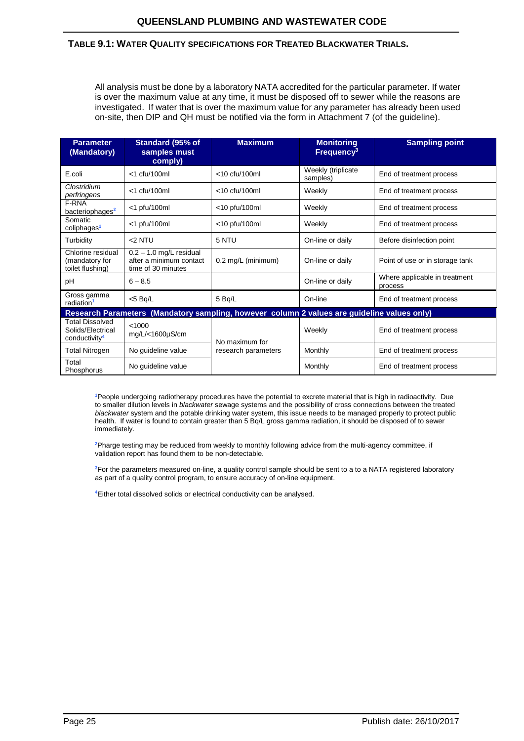**TABLE 9.1: WATER QUALITY SPECIFICATIONS FOR TREATED BLACKWATER TRIALS.**

All analysis must be done by a laboratory NATA accredited for the particular parameter. If water is over the maximum value at any time, it must be disposed off to sewer while the reasons are investigated. If water that is over the maximum value for any parameter has already been used on-site, then DIP and QH must be notified via the form in Attachment 7 (of the guideline).

| Parameter (Mandatory) | Standard (95% of samples must comply) | Maximum | Monitoring Frequency[3] | Sampling point |
|---|---|---|---|---|
| E.coli | <1 cfu/100ml | <10 cfu/100ml | Weekly (triplicate samples) | End of treatment process |
| *Clostridium perfringens* | <1 cfu/100ml | <10 cfu/100ml | Weekly | End of treatment process |
| F-RNA bacteriophages[2] | <1 pfu/100ml | <10 pfu/100ml | Weekly | End of treatment process |
| Somatic coliphages[2] | <1 pfu/100ml | <10 pfu/100ml | Weekly | End of treatment process |
| Turbidity | <2 NTU | 5 NTU | On-line or daily | Before disinfection point |
| Chlorine residual (mandatory for toilet flushing) | 0.2 – 1.0 mg/L residual after a minimum contact time of 30 minutes | 0.2 mg/L (minimum) | On-line or daily | Point of use or in storage tank |
| pH | 6 – 8.5 | | On-line or daily | Where applicable in treatment process |
| Gross gamma radiation[1] | <5 Bq/L | 5 Bq/L | On-line | End of treatment process |
| **Research Parameters (Mandatory sampling, however column 2 values are guideline values only)** | | | | |
| Total Dissolved Solids/Electrical conductivity[4] | <1000 mg/L/<1600µS/cm | No maximum for research parameters | Weekly | End of treatment process |
| Total Nitrogen | No guideline value | | Monthly | End of treatment process |
| Total Phosphorus | No guideline value | | Monthly | End of treatment process |

[1]People undergoing radiotherapy procedures have the potential to excrete material that is high in radioactivity. Due to smaller dilution levels in *blackwater* sewage systems and the possibility of cross connections between the treated *blackwater* system and the potable drinking water system, this issue needs to be managed properly to protect public health. If water is found to contain greater than 5 Bq/L gross gamma radiation, it should be disposed of to sewer immediately.

[2]Pharge testing may be reduced from weekly to monthly following advice from the multi-agency committee, if validation report has found them to be non-detectable.

[3]For the parameters measured on-line, a quality control sample should be sent to a to a NATA registered laboratory as part of a quality control program, to ensure accuracy of on-line equipment.

[4]Either total dissolved solids or electrical conductivity can be analysed.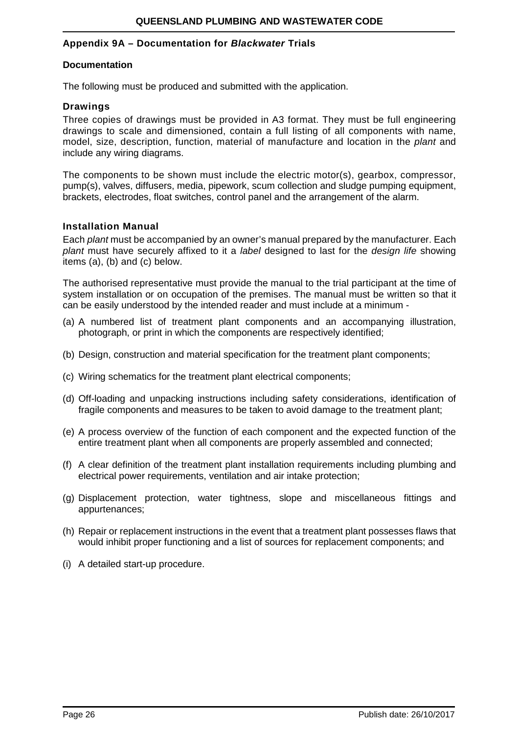## Appendix 9A – Documentation for *Blackwater* Trials

### Documentation

The following must be produced and submitted with the application.

### Drawings

Three copies of drawings must be provided in A3 format. They must be full engineering drawings to scale and dimensioned, contain a full listing of all components with name, model, size, description, function, material of manufacture and location in the *plant* and include any wiring diagrams.

The components to be shown must include the electric motor(s), gearbox, compressor, pump(s), valves, diffusers, media, pipework, scum collection and sludge pumping equipment, brackets, electrodes, float switches, control panel and the arrangement of the alarm.

### Installation Manual

Each *plant* must be accompanied by an owner's manual prepared by the manufacturer. Each *plant* must have securely affixed to it a *label* designed to last for the *design life* showing items (a), (b) and (c) below.

The authorised representative must provide the manual to the trial participant at the time of system installation or on occupation of the premises. The manual must be written so that it can be easily understood by the intended reader and must include at a minimum -

(a) A numbered list of treatment plant components and an accompanying illustration, photograph, or print in which the components are respectively identified;

(b) Design, construction and material specification for the treatment plant components;

(c) Wiring schematics for the treatment plant electrical components;

(d) Off-loading and unpacking instructions including safety considerations, identification of fragile components and measures to be taken to avoid damage to the treatment plant;

(e) A process overview of the function of each component and the expected function of the entire treatment plant when all components are properly assembled and connected;

(f) A clear definition of the treatment plant installation requirements including plumbing and electrical power requirements, ventilation and air intake protection;

(g) Displacement protection, water tightness, slope and miscellaneous fittings and appurtenances;

(h) Repair or replacement instructions in the event that a treatment plant possesses flaws that would inhibit proper functioning and a list of sources for replacement components; and

(i) A detailed start-up procedure.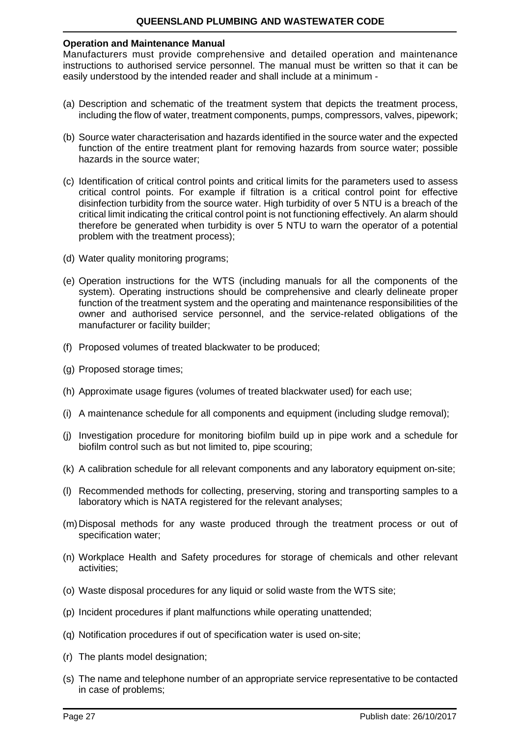**Operation and Maintenance Manual**

Manufacturers must provide comprehensive and detailed operation and maintenance instructions to authorised service personnel. The manual must be written so that it can be easily understood by the intended reader and shall include at a minimum -

(a) Description and schematic of the treatment system that depicts the treatment process, including the flow of water, treatment components, pumps, compressors, valves, pipework;

(b) Source water characterisation and hazards identified in the source water and the expected function of the entire treatment plant for removing hazards from source water; possible hazards in the source water;

(c) Identification of critical control points and critical limits for the parameters used to assess critical control points. For example if filtration is a critical control point for effective disinfection turbidity from the source water. High turbidity of over 5 NTU is a breach of the critical limit indicating the critical control point is not functioning effectively. An alarm should therefore be generated when turbidity is over 5 NTU to warn the operator of a potential problem with the treatment process);

(d) Water quality monitoring programs;

(e) Operation instructions for the WTS (including manuals for all the components of the system). Operating instructions should be comprehensive and clearly delineate proper function of the treatment system and the operating and maintenance responsibilities of the owner and authorised service personnel, and the service-related obligations of the manufacturer or facility builder;

(f) Proposed volumes of treated blackwater to be produced;

(g) Proposed storage times;

(h) Approximate usage figures (volumes of treated blackwater used) for each use;

(i) A maintenance schedule for all components and equipment (including sludge removal);

(j) Investigation procedure for monitoring biofilm build up in pipe work and a schedule for biofilm control such as but not limited to, pipe scouring;

(k) A calibration schedule for all relevant components and any laboratory equipment on-site;

(l) Recommended methods for collecting, preserving, storing and transporting samples to a laboratory which is NATA registered for the relevant analyses;

(m) Disposal methods for any waste produced through the treatment process or out of specification water;

(n) Workplace Health and Safety procedures for storage of chemicals and other relevant activities;

(o) Waste disposal procedures for any liquid or solid waste from the WTS site;

(p) Incident procedures if plant malfunctions while operating unattended;

(q) Notification procedures if out of specification water is used on-site;

(r) The plants model designation;

(s) The name and telephone number of an appropriate service representative to be contacted in case of problems;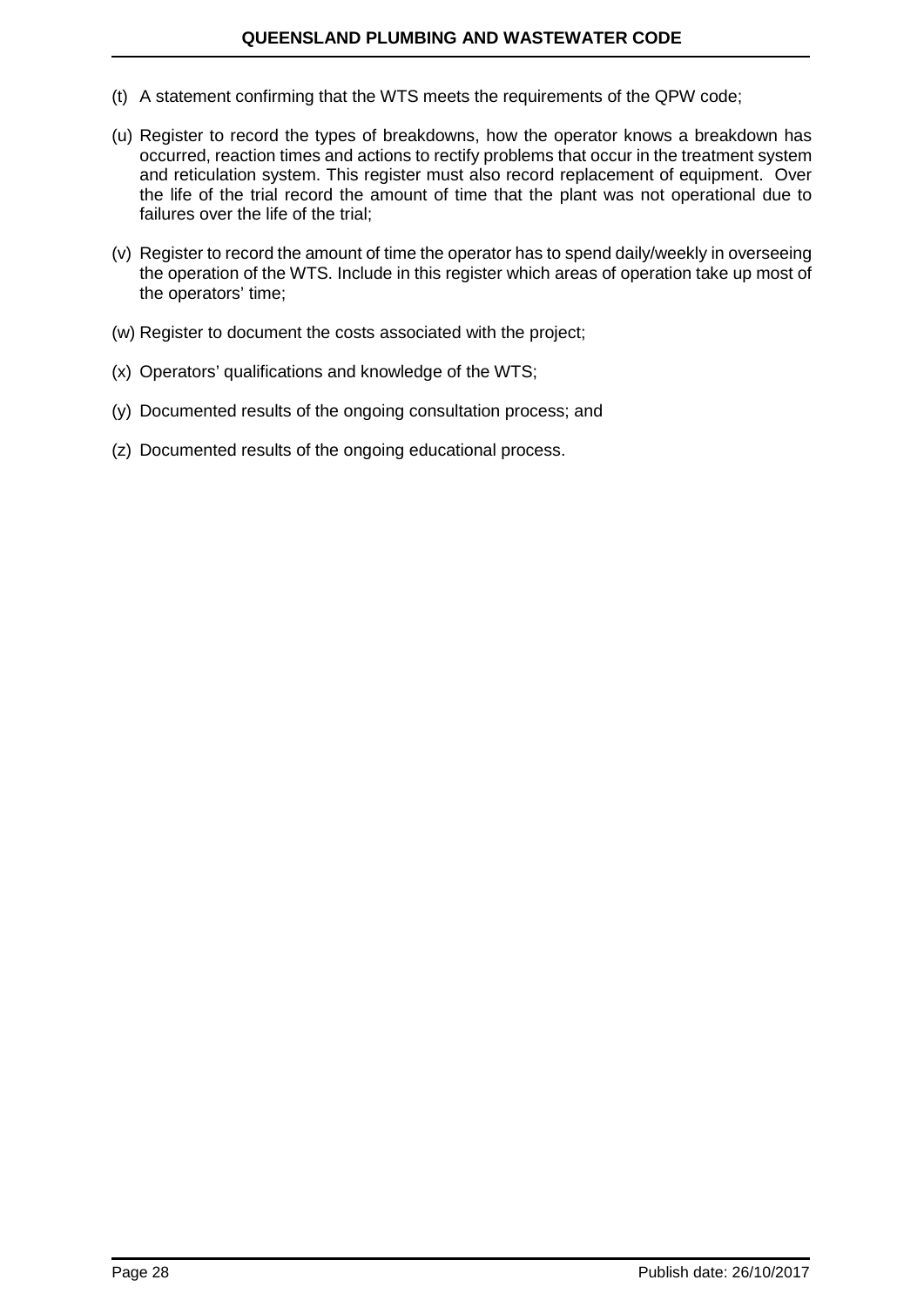(t) A statement confirming that the WTS meets the requirements of the QPW code;

(u) Register to record the types of breakdowns, how the operator knows a breakdown has occurred, reaction times and actions to rectify problems that occur in the treatment system and reticulation system. This register must also record replacement of equipment. Over the life of the trial record the amount of time that the plant was not operational due to failures over the life of the trial;

(v) Register to record the amount of time the operator has to spend daily/weekly in overseeing the operation of the WTS. Include in this register which areas of operation take up most of the operators' time;

(w) Register to document the costs associated with the project;

(x) Operators' qualifications and knowledge of the WTS;

(y) Documented results of the ongoing consultation process; and

(z) Documented results of the ongoing educational process.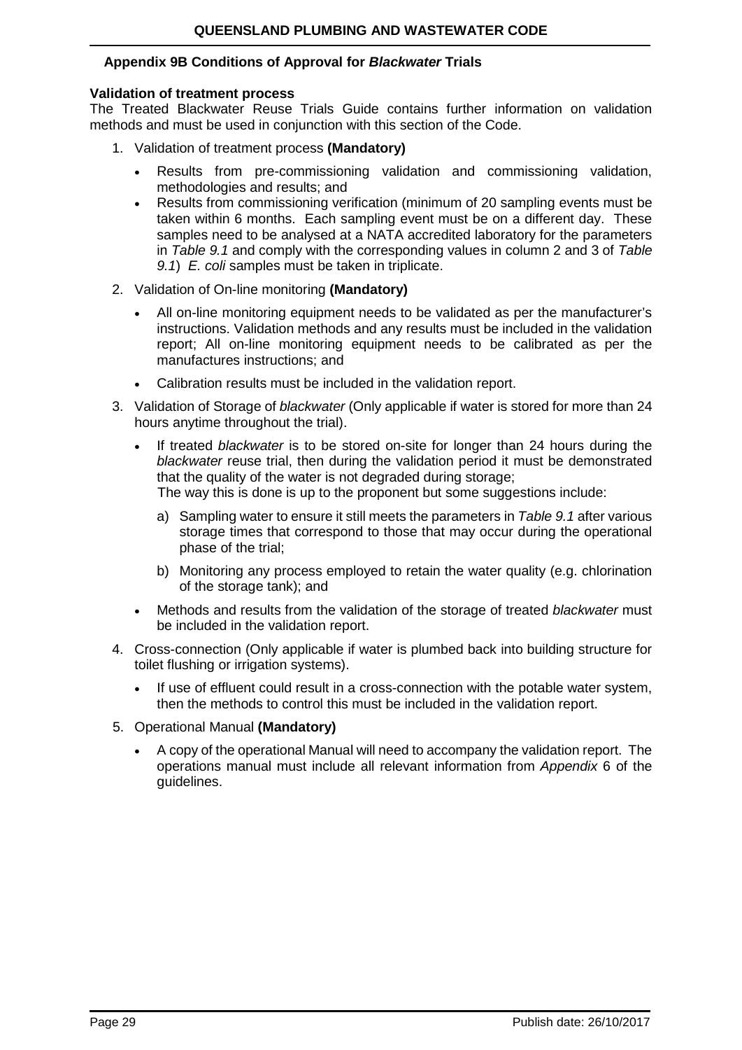## Appendix 9B Conditions of Approval for *Blackwater* Trials

**Validation of treatment process**

The Treated Blackwater Reuse Trials Guide contains further information on validation methods and must be used in conjunction with this section of the Code.

1. Validation of treatment process **(Mandatory)**
   - Results from pre-commissioning validation and commissioning validation, methodologies and results; and
   - Results from commissioning verification (minimum of 20 sampling events must be taken within 6 months. Each sampling event must be on a different day. These samples need to be analysed at a NATA accredited laboratory for the parameters in *Table 9.1* and comply with the corresponding values in column 2 and 3 of *Table 9.1*) *E. coli* samples must be taken in triplicate.

2. Validation of On-line monitoring **(Mandatory)**
   - All on-line monitoring equipment needs to be validated as per the manufacturer's instructions. Validation methods and any results must be included in the validation report; All on-line monitoring equipment needs to be calibrated as per the manufactures instructions; and
   - Calibration results must be included in the validation report.

3. Validation of Storage of *blackwater* (Only applicable if water is stored for more than 24 hours anytime throughout the trial).
   - If treated *blackwater* is to be stored on-site for longer than 24 hours during the *blackwater* reuse trial, then during the validation period it must be demonstrated that the quality of the water is not degraded during storage;
     The way this is done is up to the proponent but some suggestions include:
     a) Sampling water to ensure it still meets the parameters in *Table 9.1* after various storage times that correspond to those that may occur during the operational phase of the trial;
     b) Monitoring any process employed to retain the water quality (e.g. chlorination of the storage tank); and
   - Methods and results from the validation of the storage of treated *blackwater* must be included in the validation report.

4. Cross-connection (Only applicable if water is plumbed back into building structure for toilet flushing or irrigation systems).
   - If use of effluent could result in a cross-connection with the potable water system, then the methods to control this must be included in the validation report.

5. Operational Manual **(Mandatory)**
   - A copy of the operational Manual will need to accompany the validation report. The operations manual must include all relevant information from *Appendix* 6 of the guidelines.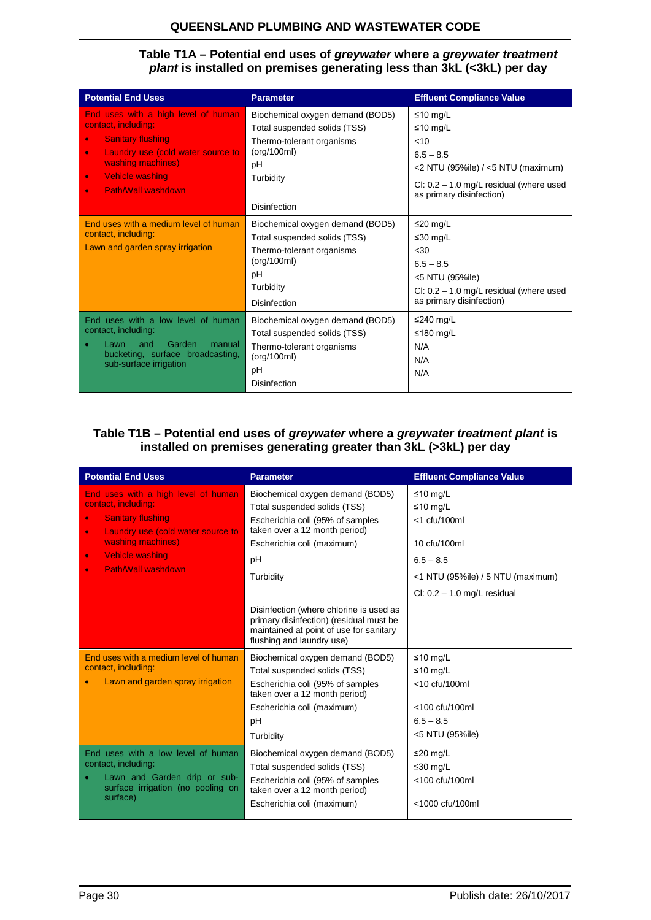**Table T1A – Potential end uses of *greywater* where a *greywater treatment plant* is installed on premises generating less than 3kL (<3kL) per day**

| Potential End Uses | Parameter | Effluent Compliance Value |
|---|---|---|
| End uses with a high level of human contact, including:<br>• Sanitary flushing<br>• Laundry use (cold water source to washing machines)<br>• Vehicle washing<br>• Path/Wall washdown | Biochemical oxygen demand (BOD5)<br>Total suspended solids (TSS)<br>Thermo-tolerant organisms (org/100ml)<br>pH<br>Turbidity<br>Disinfection | ≤10 mg/L<br>≤10 mg/L<br><10<br>6.5 – 8.5<br><2 NTU (95%ile) / <5 NTU (maximum)<br>Cl: 0.2 – 1.0 mg/L residual (where used as primary disinfection) |
| End uses with a medium level of human contact, including:<br>Lawn and garden spray irrigation | Biochemical oxygen demand (BOD5)<br>Total suspended solids (TSS)<br>Thermo-tolerant organisms (org/100ml)<br>pH<br>Turbidity<br>Disinfection | ≤20 mg/L<br>≤30 mg/L<br><30<br>6.5 – 8.5<br><5 NTU (95%ile)<br>Cl: 0.2 – 1.0 mg/L residual (where used as primary disinfection) |
| End uses with a low level of human contact, including:<br>• Lawn and Garden manual bucketing, surface broadcasting, sub-surface irrigation | Biochemical oxygen demand (BOD5)<br>Total suspended solids (TSS)<br>Thermo-tolerant organisms (org/100ml)<br>pH<br>Disinfection | ≤240 mg/L<br>≤180 mg/L<br>N/A<br>N/A<br>N/A |

**Table T1B – Potential end uses of *greywater* where a *greywater treatment plant* is installed on premises generating greater than 3kL (>3kL) per day**

| Potential End Uses | Parameter | Effluent Compliance Value |
|---|---|---|
| End uses with a high level of human contact, including:<br>• Sanitary flushing<br>• Laundry use (cold water source to washing machines)<br>• Vehicle washing<br>• Path/Wall washdown | Biochemical oxygen demand (BOD5)<br>Total suspended solids (TSS)<br>Escherichia coli (95% of samples taken over a 12 month period)<br>Escherichia coli (maximum)<br>pH<br>Turbidity<br><br>Disinfection (where chlorine is used as primary disinfection) (residual must be maintained at point of use for sanitary flushing and laundry use) | ≤10 mg/L<br>≤10 mg/L<br><1 cfu/100ml<br>10 cfu/100ml<br>6.5 – 8.5<br><1 NTU (95%ile) / 5 NTU (maximum)<br>Cl: 0.2 – 1.0 mg/L residual |
| End uses with a medium level of human contact, including:<br>• Lawn and garden spray irrigation | Biochemical oxygen demand (BOD5)<br>Total suspended solids (TSS)<br>Escherichia coli (95% of samples taken over a 12 month period)<br>Escherichia coli (maximum)<br>pH<br>Turbidity | ≤10 mg/L<br>≤10 mg/L<br><10 cfu/100ml<br><100 cfu/100ml<br>6.5 – 8.5<br><5 NTU (95%ile) |
| End uses with a low level of human contact, including:<br>• Lawn and Garden drip or sub-surface irrigation (no pooling on surface) | Biochemical oxygen demand (BOD5)<br>Total suspended solids (TSS)<br>Escherichia coli (95% of samples taken over a 12 month period)<br>Escherichia coli (maximum) | ≤20 mg/L<br>≤30 mg/L<br><100 cfu/100ml<br><1000 cfu/100ml |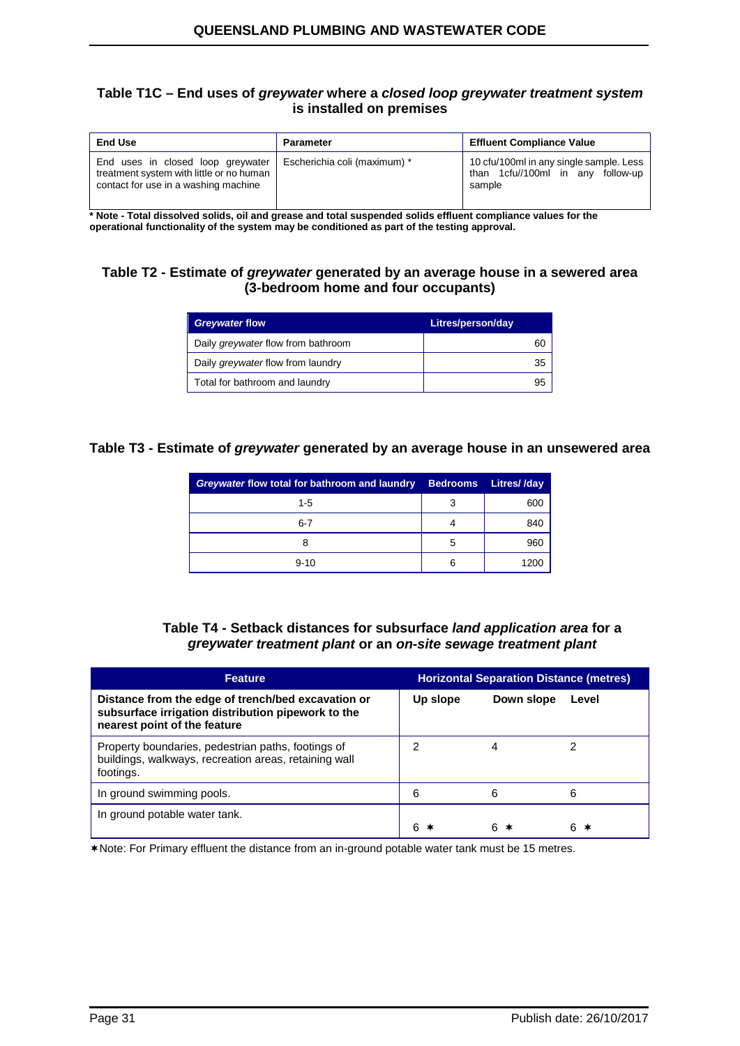### Table T1C – End uses of *greywater* where a *closed loop greywater treatment system* is installed on premises

| End Use | Parameter | Effluent Compliance Value |
| --- | --- | --- |
| End uses in closed loop greywater treatment system with little or no human contact for use in a washing machine | Escherichia coli (maximum) * | 10 cfu/100ml in any single sample. Less than 1cfu//100ml in any follow-up sample |

**\* Note - Total dissolved solids, oil and grease and total suspended solids effluent compliance values for the operational functionality of the system may be conditioned as part of the testing approval.**

### Table T2 - Estimate of *greywater* generated by an average house in a sewered area (3-bedroom home and four occupants)

| *Greywater* flow | Litres/person/day |
| --- | --- |
| Daily *greywater* flow from bathroom | 60 |
| Daily *greywater* flow from laundry | 35 |
| Total for bathroom and laundry | 95 |

### Table T3 - Estimate of *greywater* generated by an average house in an unsewered area

| *Greywater* flow total for bathroom and laundry | Bedrooms | Litres/ /day |
| --- | --- | --- |
| 1-5 | 3 | 600 |
| 6-7 | 4 | 840 |
| 8 | 5 | 960 |
| 9-10 | 6 | 1200 |

### Table T4 - Setback distances for subsurface *land application area* for a *greywater treatment plant* or an *on-site sewage treatment plant*

| Feature | Horizontal Separation Distance (metres) | | |
| --- | --- | --- | --- |
| **Distance from the edge of trench/bed excavation or subsurface irrigation distribution pipework to the nearest point of the feature** | **Up slope** | **Down slope** | **Level** |
| Property boundaries, pedestrian paths, footings of buildings, walkways, recreation areas, retaining wall footings. | 2 | 4 | 2 |
| In ground swimming pools. | 6 | 6 | 6 |
| In ground potable water tank. | 6 ✶ | 6 ✶ | 6 ✶ |

✶Note: For Primary effluent the distance from an in-ground potable water tank must be 15 metres.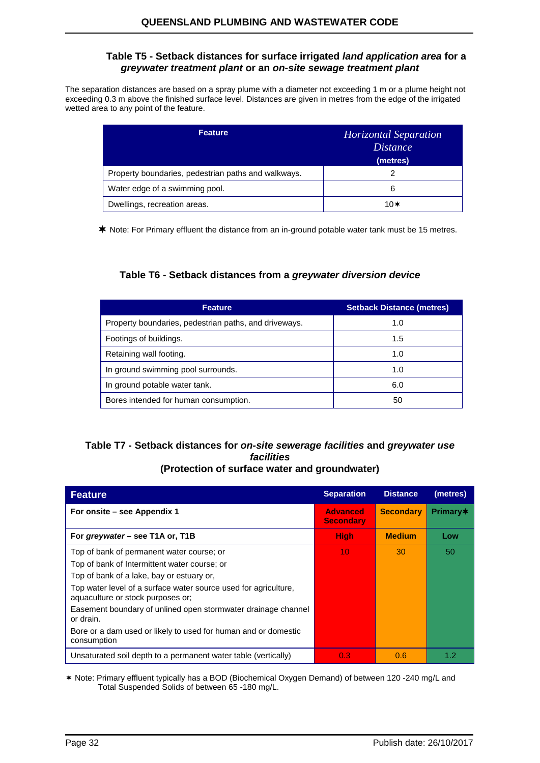## Table T5 - Setback distances for surface irrigated *land application area* for a *greywater treatment plant* or an *on-site sewage treatment plant*

The separation distances are based on a spray plume with a diameter not exceeding 1 m or a plume height not exceeding 0.3 m above the finished surface level. Distances are given in metres from the edge of the irrigated wetted area to any point of the feature.

| Feature | *Horizontal Separation Distance* (metres) |
|---|---|
| Property boundaries, pedestrian paths and walkways. | 2 |
| Water edge of a swimming pool. | 6 |
| Dwellings, recreation areas. | 10✶ |

✶ Note: For Primary effluent the distance from an in-ground potable water tank must be 15 metres.

## Table T6 - Setback distances from a *greywater diversion device*

| Feature | Setback Distance (metres) |
|---|---|
| Property boundaries, pedestrian paths, and driveways. | 1.0 |
| Footings of buildings. | 1.5 |
| Retaining wall footing. | 1.0 |
| In ground swimming pool surrounds. | 1.0 |
| In ground potable water tank. | 6.0 |
| Bores intended for human consumption. | 50 |

## Table T7 - Setback distances for *on-site sewerage facilities* and *greywater use facilities* (Protection of surface water and groundwater)

| Feature | Separation | Distance | (metres) |
|---|---|---|---|
| **For onsite – see Appendix 1** | **Advanced Secondary** | **Secondary** | **Primary✶** |
| **For *greywater* – see T1A or, T1B** | **High** | **Medium** | **Low** |
| Top of bank of permanent water course; or<br>Top of bank of Intermittent water course; or<br>Top of bank of a lake, bay or estuary or,<br>Top water level of a surface water source used for agriculture, aquaculture or stock purposes or;<br>Easement boundary of unlined open stormwater drainage channel or drain.<br>Bore or a dam used or likely to used for human and or domestic consumption | 10 | 30 | 50 |
| Unsaturated soil depth to a permanent water table (vertically) | 0.3 | 0.6 | 1.2 |

✶ Note: Primary effluent typically has a BOD (Biochemical Oxygen Demand) of between 120 -240 mg/L and Total Suspended Solids of between 65 -180 mg/L.